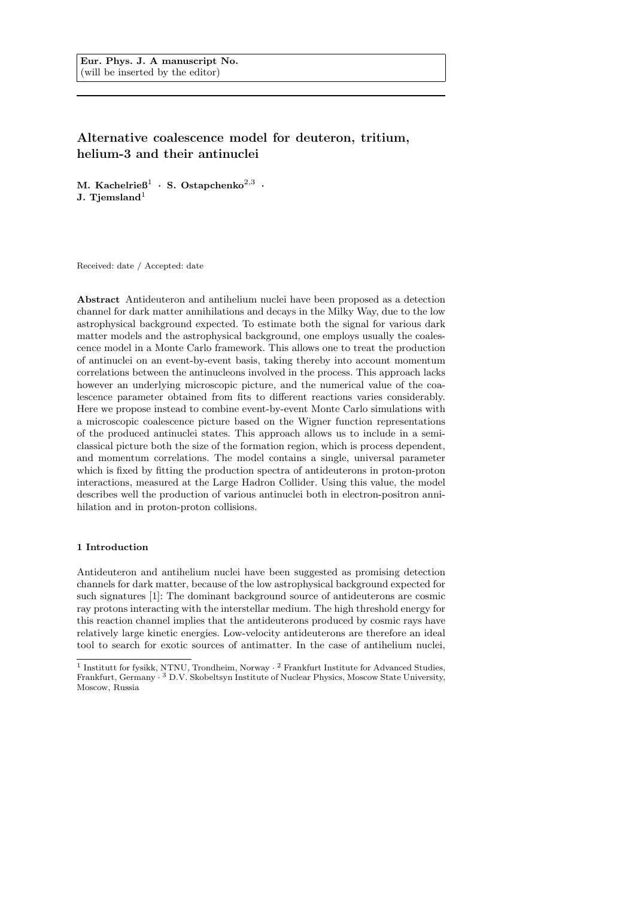**Eur. Phys. J. A manuscript No.**
(will be inserted by the editor)

# Alternative coalescence model for deuteron, tritium, helium-3 and their antinuclei

**M. Kachelrieß**[1] · **S. Ostapchenko**[2,3] · **J. Tjemsland**[1]

Received: date / Accepted: date

**Abstract** Antideuteron and antihelium nuclei have been proposed as a detection channel for dark matter annihilations and decays in the Milky Way, due to the low astrophysical background expected. To estimate both the signal for various dark matter models and the astrophysical background, one employs usually the coalescence model in a Monte Carlo framework. This allows one to treat the production of antinuclei on an event-by-event basis, taking thereby into account momentum correlations between the antinucleons involved in the process. This approach lacks however an underlying microscopic picture, and the numerical value of the coalescence parameter obtained from fits to different reactions varies considerably. Here we propose instead to combine event-by-event Monte Carlo simulations with a microscopic coalescence picture based on the Wigner function representations of the produced antinuclei states. This approach allows us to include in a semi-classical picture both the size of the formation region, which is process dependent, and momentum correlations. The model contains a single, universal parameter which is fixed by fitting the production spectra of antideuterons in proton-proton interactions, measured at the Large Hadron Collider. Using this value, the model describes well the production of various antinuclei both in electron-positron annihilation and in proton-proton collisions.

## 1 Introduction

Antideuteron and antihelium nuclei have been suggested as promising detection channels for dark matter, because of the low astrophysical background expected for such signatures [1]: The dominant background source of antideuterons are cosmic ray protons interacting with the interstellar medium. The high threshold energy for this reaction channel implies that the antideuterons produced by cosmic rays have relatively large kinetic energies. Low-velocity antideuterons are therefore an ideal tool to search for exotic sources of antimatter. In the case of antihelium nuclei,

---

[1] Institutt for fysikk, NTNU, Trondheim, Norway · [2] Frankfurt Institute for Advanced Studies, Frankfurt, Germany · [3] D.V. Skobeltsyn Institute of Nuclear Physics, Moscow State University, Moscow, Russia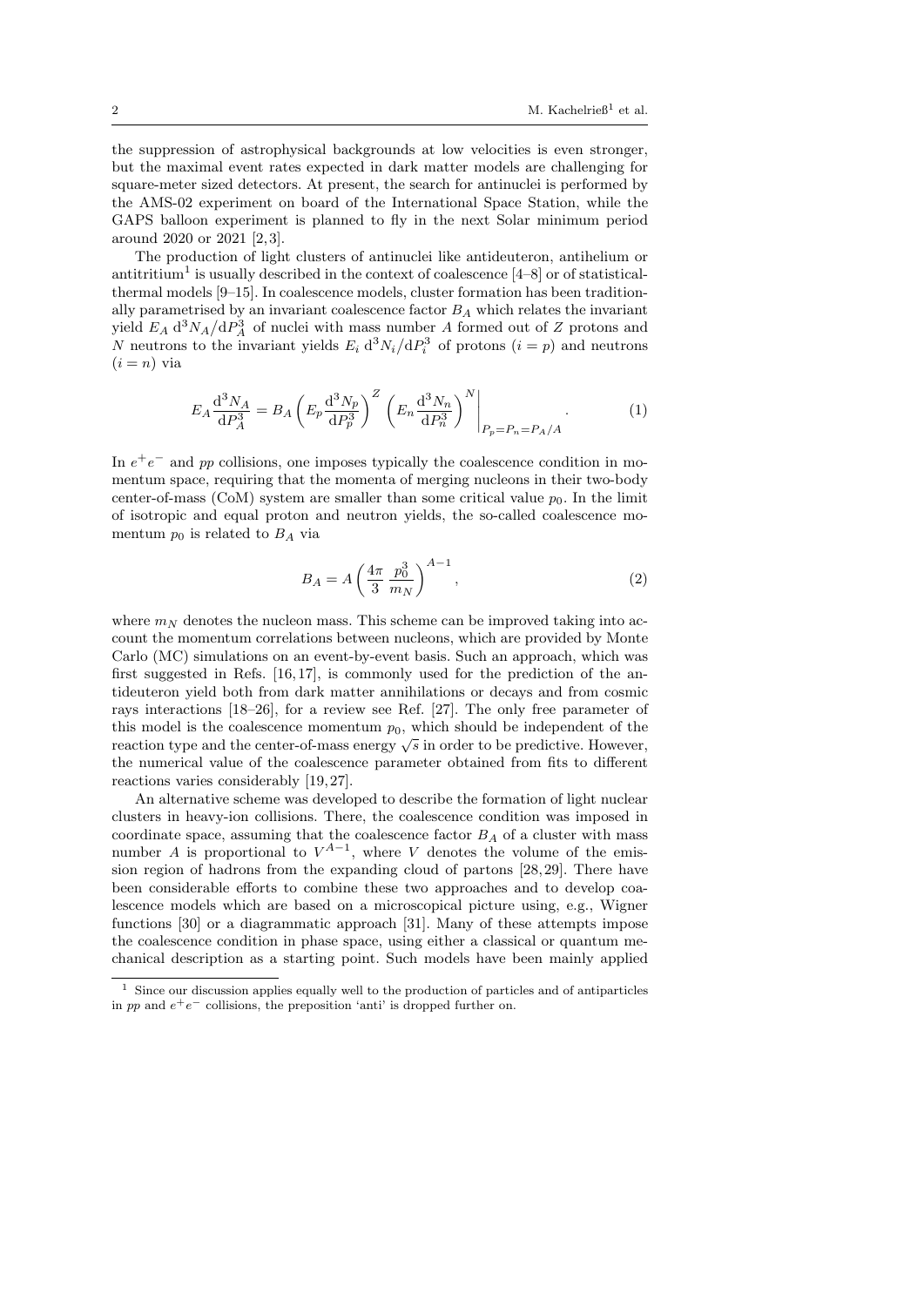the suppression of astrophysical backgrounds at low velocities is even stronger, but the maximal event rates expected in dark matter models are challenging for square-meter sized detectors. At present, the search for antinuclei is performed by the AMS-02 experiment on board of the International Space Station, while the GAPS balloon experiment is planned to fly in the next Solar minimum period around 2020 or 2021 [2,3].

The production of light clusters of antinuclei like antideuteron, antihelium or antitritium[1] is usually described in the context of coalescence [4–8] or of statistical-thermal models [9–15]. In coalescence models, cluster formation has been traditionally parametrised by an invariant coalescence factor $B_A$ which relates the invariant yield $E_A\, \mathrm{d}^3N_A/\mathrm{d}P_A^3$ of nuclei with mass number $A$ formed out of $Z$ protons and $N$ neutrons to the invariant yields $E_i\, \mathrm{d}^3N_i/\mathrm{d}P_i^3$ of protons ($i = p$) and neutrons ($i = n$) via

$$E_A \frac{\mathrm{d}^3 N_A}{\mathrm{d}P_A^3} = B_A \left( E_p \frac{\mathrm{d}^3 N_p}{\mathrm{d}P_p^3} \right)^Z \left( E_n \frac{\mathrm{d}^3 N_n}{\mathrm{d}P_n^3} \right)^N \Bigg|_{P_p = P_n = P_A/A} . \tag{1}$$

In $e^+e^-$ and $pp$ collisions, one imposes typically the coalescence condition in momentum space, requiring that the momenta of merging nucleons in their two-body center-of-mass (CoM) system are smaller than some critical value $p_0$. In the limit of isotropic and equal proton and neutron yields, the so-called coalescence momentum $p_0$ is related to $B_A$ via

$$B_A = A \left( \frac{4\pi}{3} \frac{p_0^3}{m_N} \right)^{A-1} , \tag{2}$$

where $m_N$ denotes the nucleon mass. This scheme can be improved taking into account the momentum correlations between nucleons, which are provided by Monte Carlo (MC) simulations on an event-by-event basis. Such an approach, which was first suggested in Refs. [16,17], is commonly used for the prediction of the antideuteron yield both from dark matter annihilations or decays and from cosmic rays interactions [18–26], for a review see Ref. [27]. The only free parameter of this model is the coalescence momentum $p_0$, which should be independent of the reaction type and the center-of-mass energy $\sqrt{s}$ in order to be predictive. However, the numerical value of the coalescence parameter obtained from fits to different reactions varies considerably [19,27].

An alternative scheme was developed to describe the formation of light nuclear clusters in heavy-ion collisions. There, the coalescence condition was imposed in coordinate space, assuming that the coalescence factor $B_A$ of a cluster with mass number $A$ is proportional to $V^{A-1}$, where $V$ denotes the volume of the emission region of hadrons from the expanding cloud of partons [28,29]. There have been considerable efforts to combine these two approaches and to develop coalescence models which are based on a microscopical picture using, e.g., Wigner functions [30] or a diagrammatic approach [31]. Many of these attempts impose the coalescence condition in phase space, using either a classical or quantum mechanical description as a starting point. Such models have been mainly applied

[1] Since our discussion applies equally well to the production of particles and of antiparticles in $pp$ and $e^+e^-$ collisions, the preposition 'anti' is dropped further on.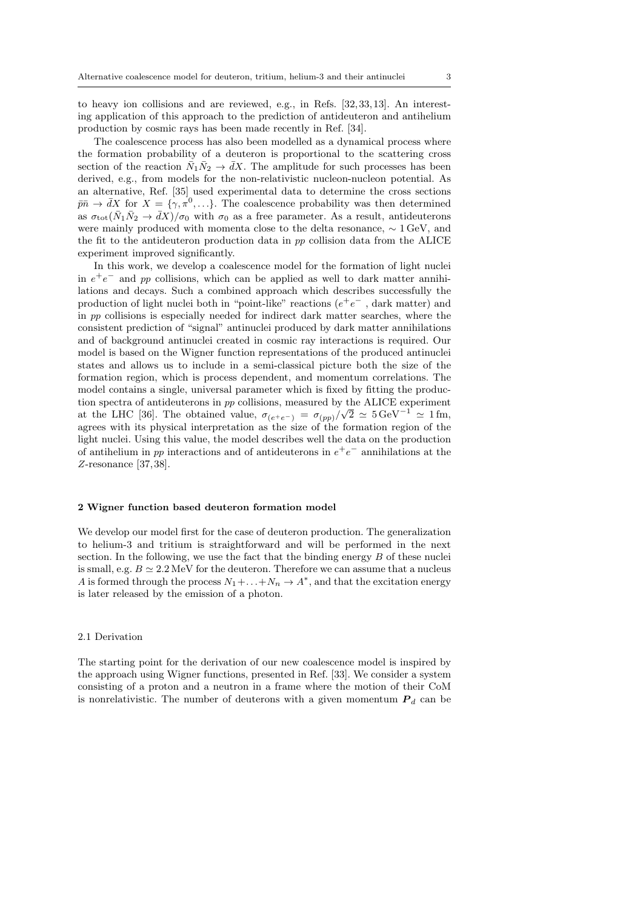to heavy ion collisions and are reviewed, e.g., in Refs. [32,33,13]. An interesting application of this approach to the prediction of antideuteron and antihelium production by cosmic rays has been made recently in Ref. [34].

The coalescence process has also been modelled as a dynamical process where the formation probability of a deuteron is proportional to the scattering cross section of the reaction $\bar{N}_1\bar{N}_2 \to \bar{d}X$. The amplitude for such processes has been derived, e.g., from models for the non-relativistic nucleon-nucleon potential. As an alternative, Ref. [35] used experimental data to determine the cross sections $\bar{p}\bar{n} \to \bar{d}X$ for $X = \{\gamma, \pi^0, \ldots\}$. The coalescence probability was then determined as $\sigma_{\rm tot}(\bar{N}_1\bar{N}_2 \to \bar{d}X)/\sigma_0$ with $\sigma_0$ as a free parameter. As a result, antideuterons were mainly produced with momenta close to the delta resonance, $\sim 1\,\text{GeV}$, and the fit to the antideuteron production data in *pp* collision data from the ALICE experiment improved significantly.

In this work, we develop a coalescence model for the formation of light nuclei in $e^+e^-$ and *pp* collisions, which can be applied as well to dark matter annihilations and decays. Such a combined approach which describes successfully the production of light nuclei both in "point-like" reactions ($e^+e^-$ , dark matter) and in *pp* collisions is especially needed for indirect dark matter searches, where the consistent prediction of "signal" antinuclei produced by dark matter annihilations and of background antinuclei created in cosmic ray interactions is required. Our model is based on the Wigner function representations of the produced antinuclei states and allows us to include in a semi-classical picture both the size of the formation region, which is process dependent, and momentum correlations. The model contains a single, universal parameter which is fixed by fitting the production spectra of antideuterons in *pp* collisions, measured by the ALICE experiment at the LHC [36]. The obtained value, $\sigma_{(e^+e^-)} = \sigma_{(pp)}/\sqrt{2} \simeq 5\,\text{GeV}^{-1} \simeq 1\,\text{fm}$, agrees with its physical interpretation as the size of the formation region of the light nuclei. Using this value, the model describes well the data on the production of antihelium in *pp* interactions and of antideuterons in $e^+e^-$ annihilations at the $Z$-resonance [37,38].

## 2 Wigner function based deuteron formation model

We develop our model first for the case of deuteron production. The generalization to helium-3 and tritium is straightforward and will be performed in the next section. In the following, we use the fact that the binding energy $B$ of these nuclei is small, e.g. $B \simeq 2.2\,\text{MeV}$ for the deuteron. Therefore we can assume that a nucleus $A$ is formed through the process $N_1 + \ldots + N_n \to A^*$, and that the excitation energy is later released by the emission of a photon.

### 2.1 Derivation

The starting point for the derivation of our new coalescence model is inspired by the approach using Wigner functions, presented in Ref. [33]. We consider a system consisting of a proton and a neutron in a frame where the motion of their CoM is nonrelativistic. The number of deuterons with a given momentum $\boldsymbol{P}_d$ can be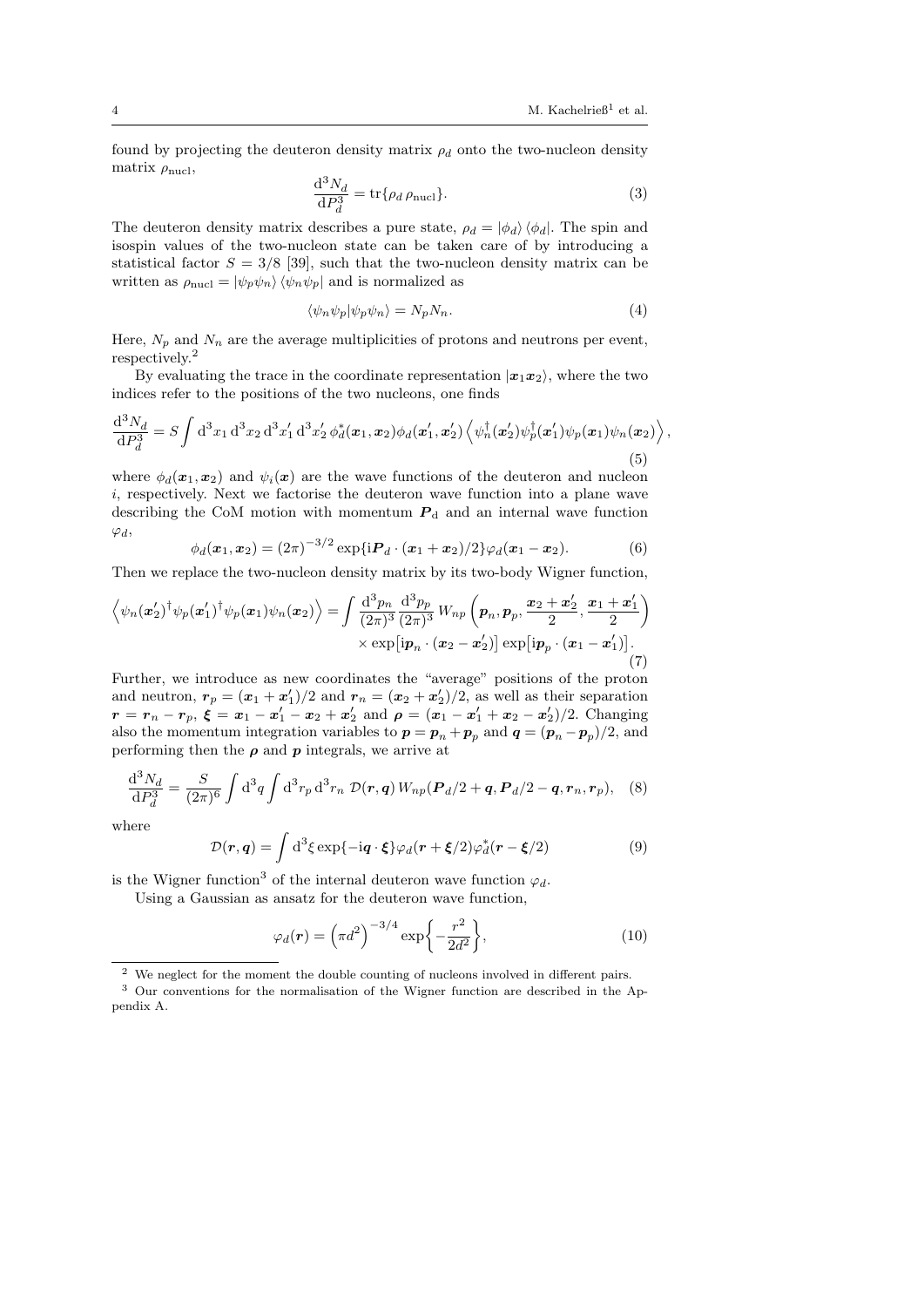found by projecting the deuteron density matrix $\rho_d$ onto the two-nucleon density matrix $\rho_{\rm nucl}$,

$$\frac{\mathrm{d}^3 N_d}{\mathrm{d}P_d^3} = \mathrm{tr}\{\rho_d\, \rho_{\rm nucl}\}. \tag{3}$$

The deuteron density matrix describes a pure state, $\rho_d = |\phi_d\rangle\,\langle\phi_d|$. The spin and isospin values of the two-nucleon state can be taken care of by introducing a statistical factor $S = 3/8$ [39], such that the two-nucleon density matrix can be written as $\rho_{\rm nucl} = |\psi_p\psi_n\rangle\,\langle\psi_n\psi_p|$ and is normalized as

$$\langle\psi_n\psi_p|\psi_p\psi_n\rangle = N_p N_n. \tag{4}$$

Here, $N_p$ and $N_n$ are the average multiplicities of protons and neutrons per event, respectively.[2]

By evaluating the trace in the coordinate representation $|\boldsymbol{x}_1\boldsymbol{x}_2\rangle$, where the two indices refer to the positions of the two nucleons, one finds

$$\frac{\mathrm{d}^3 N_d}{\mathrm{d}P_d^3} = S\int \mathrm{d}^3x_1\,\mathrm{d}^3x_2\,\mathrm{d}^3x_1'\,\mathrm{d}^3x_2'\,\phi_d^*(\boldsymbol{x}_1,\boldsymbol{x}_2)\phi_d(\boldsymbol{x}_1',\boldsymbol{x}_2')\left\langle\psi_n^\dagger(\boldsymbol{x}_2')\psi_p^\dagger(\boldsymbol{x}_1')\psi_p(\boldsymbol{x}_1)\psi_n(\boldsymbol{x}_2)\right\rangle, \tag{5}$$

where $\phi_d(\boldsymbol{x}_1,\boldsymbol{x}_2)$ and $\psi_i(\boldsymbol{x})$ are the wave functions of the deuteron and nucleon $i$, respectively. Next we factorise the deuteron wave function into a plane wave describing the CoM motion with momentum $\boldsymbol{P}_{\rm d}$ and an internal wave function $\varphi_d$,

$$\phi_d(\boldsymbol{x}_1,\boldsymbol{x}_2) = (2\pi)^{-3/2}\exp\{\mathrm{i}\boldsymbol{P}_d\cdot(\boldsymbol{x}_1+\boldsymbol{x}_2)/2\}\varphi_d(\boldsymbol{x}_1-\boldsymbol{x}_2). \tag{6}$$

Then we replace the two-nucleon density matrix by its two-body Wigner function,

$$\begin{aligned}\left\langle\psi_n(\boldsymbol{x}_2')^\dagger\psi_p(\boldsymbol{x}_1')^\dagger\psi_p(\boldsymbol{x}_1)\psi_n(\boldsymbol{x}_2)\right\rangle = \int\frac{\mathrm{d}^3p_n}{(2\pi)^3}\frac{\mathrm{d}^3p_p}{(2\pi)^3}\,W_{np}\left(\boldsymbol{p}_n,\boldsymbol{p}_p,\frac{\boldsymbol{x}_2+\boldsymbol{x}_2'}{2},\frac{\boldsymbol{x}_1+\boldsymbol{x}_1'}{2}\right)\\ \times\exp\bigl[\mathrm{i}\boldsymbol{p}_n\cdot(\boldsymbol{x}_2-\boldsymbol{x}_2')\bigr]\exp\bigl[\mathrm{i}\boldsymbol{p}_p\cdot(\boldsymbol{x}_1-\boldsymbol{x}_1')\bigr].\end{aligned} \tag{7}$$

Further, we introduce as new coordinates the "average" positions of the proton and neutron, $\boldsymbol{r}_p = (\boldsymbol{x}_1+\boldsymbol{x}_1')/2$ and $\boldsymbol{r}_n = (\boldsymbol{x}_2+\boldsymbol{x}_2')/2$, as well as their separation $\boldsymbol{r} = \boldsymbol{r}_n - \boldsymbol{r}_p$, $\boldsymbol{\xi} = \boldsymbol{x}_1 - \boldsymbol{x}_1' - \boldsymbol{x}_2 + \boldsymbol{x}_2'$ and $\boldsymbol{\rho} = (\boldsymbol{x}_1 - \boldsymbol{x}_1' + \boldsymbol{x}_2 - \boldsymbol{x}_2')/2$. Changing also the momentum integration variables to $\boldsymbol{p} = \boldsymbol{p}_n + \boldsymbol{p}_p$ and $\boldsymbol{q} = (\boldsymbol{p}_n - \boldsymbol{p}_p)/2$, and performing then the $\boldsymbol{\rho}$ and $\boldsymbol{p}$ integrals, we arrive at

$$\frac{\mathrm{d}^3 N_d}{\mathrm{d}P_d^3} = \frac{S}{(2\pi)^6}\int\mathrm{d}^3q\int\mathrm{d}^3r_p\,\mathrm{d}^3r_n\;\mathcal{D}(\boldsymbol{r},\boldsymbol{q})\,W_{np}(\boldsymbol{P}_d/2+\boldsymbol{q},\boldsymbol{P}_d/2-\boldsymbol{q},\boldsymbol{r}_n,\boldsymbol{r}_p), \tag{8}$$

where

$$\mathcal{D}(\boldsymbol{r},\boldsymbol{q}) = \int\mathrm{d}^3\xi\,\exp\{-\mathrm{i}\boldsymbol{q}\cdot\boldsymbol{\xi}\}\varphi_d(\boldsymbol{r}+\boldsymbol{\xi}/2)\varphi_d^*(\boldsymbol{r}-\boldsymbol{\xi}/2) \tag{9}$$

is the Wigner function[3] of the internal deuteron wave function $\varphi_d$.

Using a Gaussian as ansatz for the deuteron wave function,

$$\varphi_d(\boldsymbol{r}) = \left(\pi d^2\right)^{-3/4}\exp\left\{-\frac{r^2}{2d^2}\right\}, \tag{10}$$

---

[2] We neglect for the moment the double counting of nucleons involved in different pairs.

[3] Our conventions for the normalisation of the Wigner function are described in the Appendix A.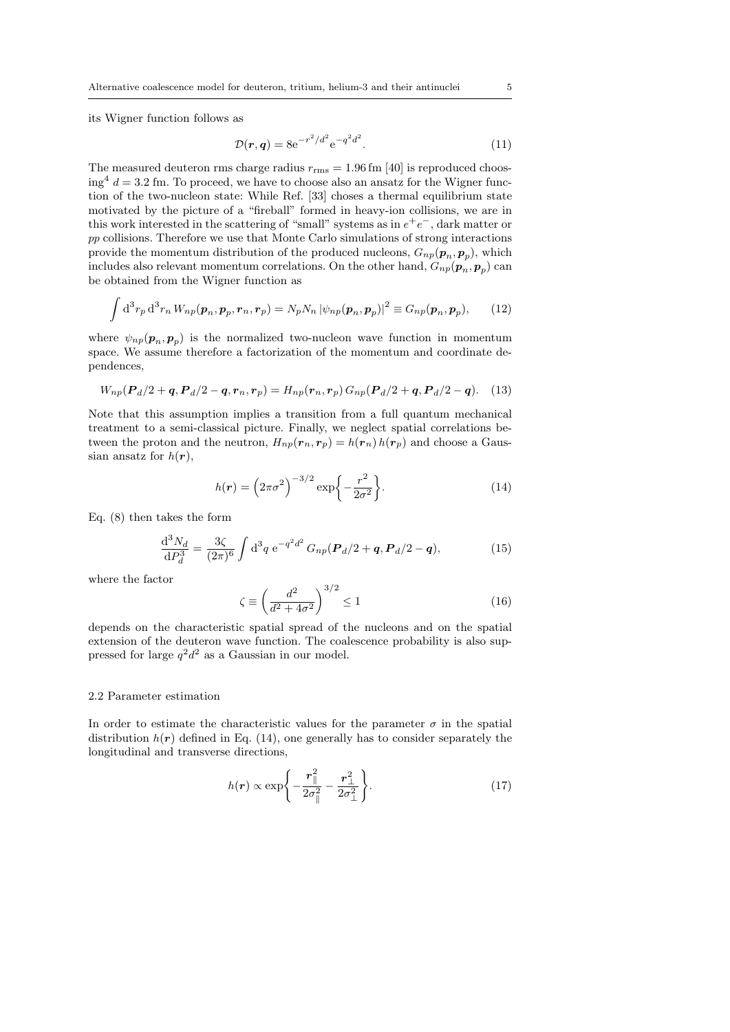its Wigner function follows as

$$\mathcal{D}(\boldsymbol{r}, \boldsymbol{q}) = 8\mathrm{e}^{-r^2/d^2}\mathrm{e}^{-q^2 d^2}. \tag{11}$$

The measured deuteron rms charge radius $r_{\mathrm{rms}} = 1.96\,\mathrm{fm}$ [40] is reproduced choosing[4] $d = 3.2$ fm. To proceed, we have to choose also an ansatz for the Wigner function of the two-nucleon state: While Ref. [33] choses a thermal equilibrium state motivated by the picture of a "fireball" formed in heavy-ion collisions, we are in this work interested in the scattering of "small" systems as in $e^+e^-$, dark matter or $pp$ collisions. Therefore we use that Monte Carlo simulations of strong interactions provide the momentum distribution of the produced nucleons, $G_{np}(\boldsymbol{p}_n, \boldsymbol{p}_p)$, which includes also relevant momentum correlations. On the other hand, $G_{np}(\boldsymbol{p}_n, \boldsymbol{p}_p)$ can be obtained from the Wigner function as

$$\int \mathrm{d}^3 r_p\, \mathrm{d}^3 r_n\, W_{np}(\boldsymbol{p}_n, \boldsymbol{p}_p, \boldsymbol{r}_n, \boldsymbol{r}_p) = N_p N_n\, |\psi_{np}(\boldsymbol{p}_n, \boldsymbol{p}_p)|^2 \equiv G_{np}(\boldsymbol{p}_n, \boldsymbol{p}_p), \tag{12}$$

where $\psi_{np}(\boldsymbol{p}_n, \boldsymbol{p}_p)$ is the normalized two-nucleon wave function in momentum space. We assume therefore a factorization of the momentum and coordinate dependences,

$$W_{np}(\boldsymbol{P}_d/2 + \boldsymbol{q}, \boldsymbol{P}_d/2 - \boldsymbol{q}, \boldsymbol{r}_n, \boldsymbol{r}_p) = H_{np}(\boldsymbol{r}_n, \boldsymbol{r}_p)\, G_{np}(\boldsymbol{P}_d/2 + \boldsymbol{q}, \boldsymbol{P}_d/2 - \boldsymbol{q}). \tag{13}$$

Note that this assumption implies a transition from a full quantum mechanical treatment to a semi-classical picture. Finally, we neglect spatial correlations between the proton and the neutron, $H_{np}(\boldsymbol{r}_n, \boldsymbol{r}_p) = h(\boldsymbol{r}_n)\, h(\boldsymbol{r}_p)$ and choose a Gaussian ansatz for $h(\boldsymbol{r})$,

$$h(\boldsymbol{r}) = \left(2\pi\sigma^2\right)^{-3/2} \exp\left\{-\frac{r^2}{2\sigma^2}\right\}. \tag{14}$$

Eq. (8) then takes the form

$$\frac{\mathrm{d}^3 N_d}{\mathrm{d}P_d^3} = \frac{3\zeta}{(2\pi)^6} \int \mathrm{d}^3 q\, \mathrm{e}^{-q^2 d^2}\, G_{np}(\boldsymbol{P}_d/2 + \boldsymbol{q}, \boldsymbol{P}_d/2 - \boldsymbol{q}), \tag{15}$$

where the factor

$$\zeta \equiv \left(\frac{d^2}{d^2 + 4\sigma^2}\right)^{3/2} \leq 1 \tag{16}$$

depends on the characteristic spatial spread of the nucleons and on the spatial extension of the deuteron wave function. The coalescence probability is also suppressed for large $q^2 d^2$ as a Gaussian in our model.

### 2.2 Parameter estimation

In order to estimate the characteristic values for the parameter $\sigma$ in the spatial distribution $h(\boldsymbol{r})$ defined in Eq. (14), one generally has to consider separately the longitudinal and transverse directions,

$$h(\boldsymbol{r}) \propto \exp\left\{-\frac{\boldsymbol{r}_\parallel^2}{2\sigma_\parallel^2} - \frac{\boldsymbol{r}_\perp^2}{2\sigma_\perp^2}\right\}. \tag{17}$$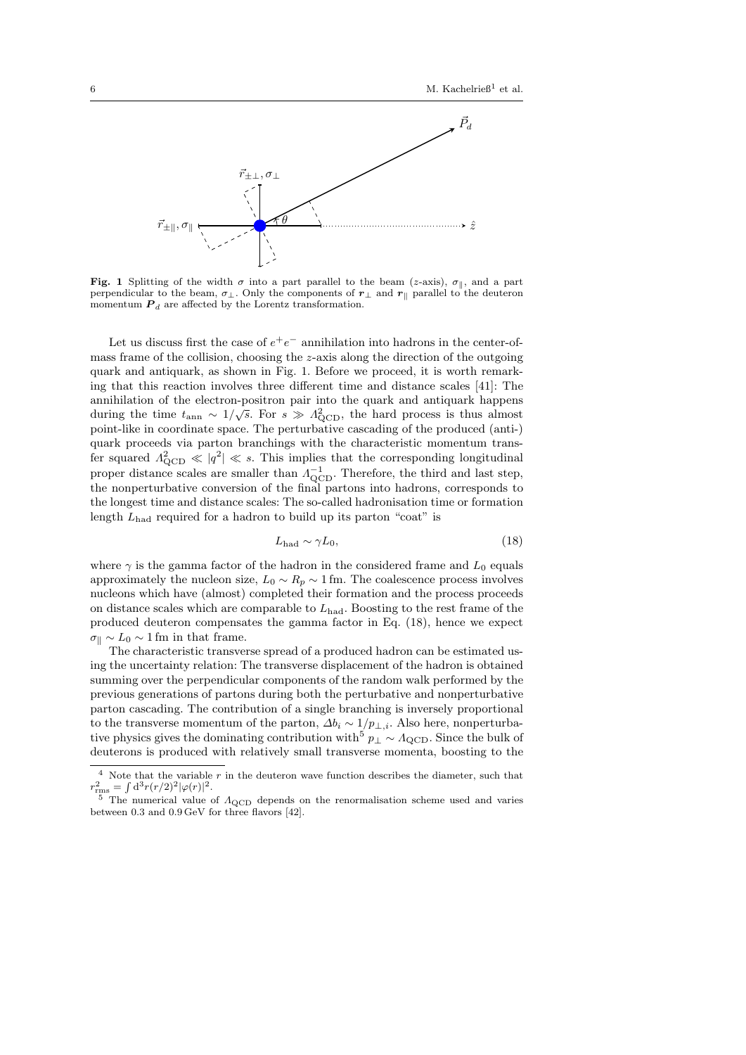**Fig. 1** Splitting of the width $\sigma$ into a part parallel to the beam ($z$-axis), $\sigma_\parallel$, and a part perpendicular to the beam, $\sigma_\perp$. Only the components of $\boldsymbol{r}_\perp$ and $\boldsymbol{r}_\parallel$ parallel to the deuteron momentum $\boldsymbol{P}_d$ are affected by the Lorentz transformation.

Let us discuss first the case of $e^+e^-$ annihilation into hadrons in the center-of-mass frame of the collision, choosing the $z$-axis along the direction of the outgoing quark and antiquark, as shown in Fig. 1. Before we proceed, it is worth remarking that this reaction involves three different time and distance scales [41]: The annihilation of the electron-positron pair into the quark and antiquark happens during the time $t_{\rm ann} \sim 1/\sqrt{s}$. For $s \gg \Lambda_{\rm QCD}^2$, the hard process is thus almost point-like in coordinate space. The perturbative cascading of the produced (anti-) quark proceeds via parton branchings with the characteristic momentum transfer squared $\Lambda_{\rm QCD}^2 \ll |q^2| \ll s$. This implies that the corresponding longitudinal proper distance scales are smaller than $\Lambda_{\rm QCD}^{-1}$. Therefore, the third and last step, the nonperturbative conversion of the final partons into hadrons, corresponds to the longest time and distance scales: The so-called hadronisation time or formation length $L_{\rm had}$ required for a hadron to build up its parton "coat" is

$$L_{\rm had} \sim \gamma L_0, \tag{18}$$

where $\gamma$ is the gamma factor of the hadron in the considered frame and $L_0$ equals approximately the nucleon size, $L_0 \sim R_p \sim 1\,{\rm fm}$. The coalescence process involves nucleons which have (almost) completed their formation and the process proceeds on distance scales which are comparable to $L_{\rm had}$. Boosting to the rest frame of the produced deuteron compensates the gamma factor in Eq. (18), hence we expect $\sigma_\parallel \sim L_0 \sim 1\,{\rm fm}$ in that frame.

The characteristic transverse spread of a produced hadron can be estimated using the uncertainty relation: The transverse displacement of the hadron is obtained summing over the perpendicular components of the random walk performed by the previous generations of partons during both the perturbative and nonperturbative parton cascading. The contribution of a single branching is inversely proportional to the transverse momentum of the parton, $\Delta b_i \sim 1/p_{\perp,i}$. Also here, nonperturbative physics gives the dominating contribution with[5] $p_\perp \sim \Lambda_{\rm QCD}$. Since the bulk of deuterons is produced with relatively small transverse momenta, boosting to the

[4] Note that the variable $r$ in the deuteron wave function describes the diameter, such that $r_{\rm rms}^2 = \int {\rm d}^3 r (r/2)^2 |\varphi(r)|^2$.

[5] The numerical value of $\Lambda_{\rm QCD}$ depends on the renormalisation scheme used and varies between 0.3 and 0.9 GeV for three flavors [42].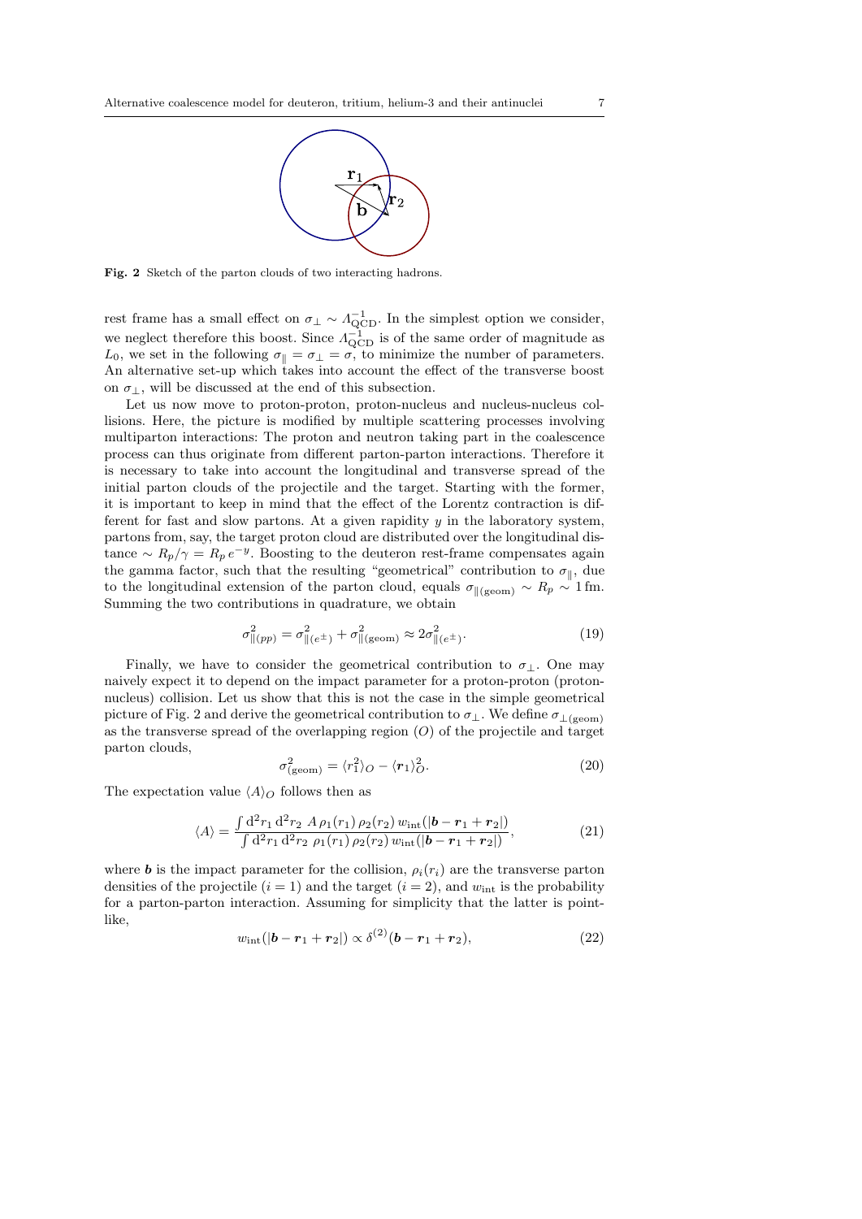**Fig. 2** Sketch of the parton clouds of two interacting hadrons.

rest frame has a small effect on $\sigma_\perp \sim \Lambda_{\rm QCD}^{-1}$. In the simplest option we consider, we neglect therefore this boost. Since $\Lambda_{\rm QCD}^{-1}$ is of the same order of magnitude as $L_0$, we set in the following $\sigma_\parallel = \sigma_\perp = \sigma$, to minimize the number of parameters. An alternative set-up which takes into account the effect of the transverse boost on $\sigma_\perp$, will be discussed at the end of this subsection.

Let us now move to proton-proton, proton-nucleus and nucleus-nucleus collisions. Here, the picture is modified by multiple scattering processes involving multiparton interactions: The proton and neutron taking part in the coalescence process can thus originate from different parton-parton interactions. Therefore it is necessary to take into account the longitudinal and transverse spread of the initial parton clouds of the projectile and the target. Starting with the former, it is important to keep in mind that the effect of the Lorentz contraction is different for fast and slow partons. At a given rapidity $y$ in the laboratory system, partons from, say, the target proton cloud are distributed over the longitudinal distance $\sim R_p/\gamma = R_p\, e^{-y}$. Boosting to the deuteron rest-frame compensates again the gamma factor, such that the resulting "geometrical" contribution to $\sigma_\parallel$, due to the longitudinal extension of the parton cloud, equals $\sigma_{\parallel(\rm geom)} \sim R_p \sim 1\,\rm fm$. Summing the two contributions in quadrature, we obtain

$$\sigma^2_{\parallel(pp)} = \sigma^2_{\parallel(e^\pm)} + \sigma^2_{\parallel(\rm geom)} \approx 2\sigma^2_{\parallel(e^\pm)}. \tag{19}$$

Finally, we have to consider the geometrical contribution to $\sigma_\perp$. One may naively expect it to depend on the impact parameter for a proton-proton (proton-nucleus) collision. Let us show that this is not the case in the simple geometrical picture of Fig. 2 and derive the geometrical contribution to $\sigma_\perp$. We define $\sigma_{\perp(\rm geom)}$ as the transverse spread of the overlapping region ($O$) of the projectile and target parton clouds,

$$\sigma^2_{(\rm geom)} = \langle r_1^2\rangle_O - \langle \boldsymbol{r}_1\rangle_O^2. \tag{20}$$

The expectation value $\langle A\rangle_O$ follows then as

$$\langle A\rangle = \frac{\int {\rm d}^2r_1\, {\rm d}^2r_2\; A\, \rho_1(r_1)\, \rho_2(r_2)\, w_{\rm int}(|\boldsymbol{b}-\boldsymbol{r}_1+\boldsymbol{r}_2|)}{\int {\rm d}^2r_1\, {\rm d}^2r_2\; \rho_1(r_1)\, \rho_2(r_2)\, w_{\rm int}(|\boldsymbol{b}-\boldsymbol{r}_1+\boldsymbol{r}_2|)}, \tag{21}$$

where $\boldsymbol{b}$ is the impact parameter for the collision, $\rho_i(r_i)$ are the transverse parton densities of the projectile ($i=1$) and the target ($i=2$), and $w_{\rm int}$ is the probability for a parton-parton interaction. Assuming for simplicity that the latter is point-like,

$$w_{\rm int}(|\boldsymbol{b}-\boldsymbol{r}_1+\boldsymbol{r}_2|) \propto \delta^{(2)}(\boldsymbol{b}-\boldsymbol{r}_1+\boldsymbol{r}_2), \tag{22}$$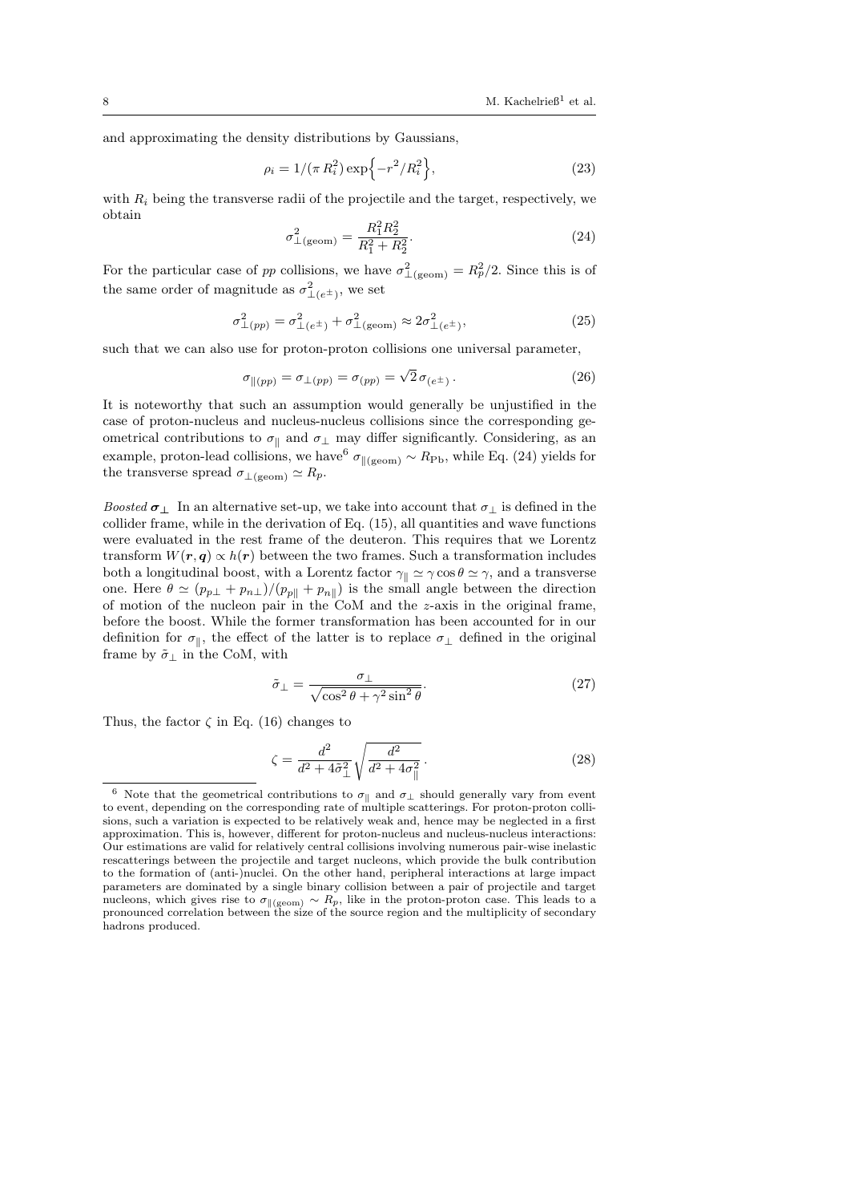and approximating the density distributions by Gaussians,

$$\rho_i = 1/(\pi R_i^2) \exp\Big\{-r^2/R_i^2\Big\}, \tag{23}$$

with $R_i$ being the transverse radii of the projectile and the target, respectively, we obtain

$$\sigma^2_{\perp(\mathrm{geom})} = \frac{R_1^2 R_2^2}{R_1^2 + R_2^2}. \tag{24}$$

For the particular case of *pp* collisions, we have $\sigma^2_{\perp(\mathrm{geom})} = R_p^2/2$. Since this is of the same order of magnitude as $\sigma^2_{\perp(e^\pm)}$, we set

$$\sigma^2_{\perp(pp)} = \sigma^2_{\perp(e^\pm)} + \sigma^2_{\perp(\mathrm{geom})} \approx 2\sigma^2_{\perp(e^\pm)}, \tag{25}$$

such that we can also use for proton-proton collisions one universal parameter,

$$\sigma_{\parallel(pp)} = \sigma_{\perp(pp)} = \sigma_{(pp)} = \sqrt{2}\,\sigma_{(e^\pm)}\,. \tag{26}$$

It is noteworthy that such an assumption would generally be unjustified in the case of proton-nucleus and nucleus-nucleus collisions since the corresponding geometrical contributions to $\sigma_\parallel$ and $\sigma_\perp$ may differ significantly. Considering, as an example, proton-lead collisions, we have[6] $\sigma_{\parallel(\mathrm{geom})} \sim R_{\mathrm{Pb}}$, while Eq. (24) yields for the transverse spread $\sigma_{\perp(\mathrm{geom})} \simeq R_p$.

*Boosted* $\boldsymbol{\sigma_\perp}$ In an alternative set-up, we take into account that $\sigma_\perp$ is defined in the collider frame, while in the derivation of Eq. (15), all quantities and wave functions were evaluated in the rest frame of the deuteron. This requires that we Lorentz transform $W(\boldsymbol{r},\boldsymbol{q}) \propto h(\boldsymbol{r})$ between the two frames. Such a transformation includes both a longitudinal boost, with a Lorentz factor $\gamma_\parallel \simeq \gamma\cos\theta \simeq \gamma$, and a transverse one. Here $\theta \simeq (p_{p\perp} + p_{n\perp})/(p_{p\parallel} + p_{n\parallel})$ is the small angle between the direction of motion of the nucleon pair in the CoM and the $z$-axis in the original frame, before the boost. While the former transformation has been accounted for in our definition for $\sigma_\parallel$, the effect of the latter is to replace $\sigma_\perp$ defined in the original frame by $\tilde{\sigma}_\perp$ in the CoM, with

$$\tilde{\sigma}_\perp = \frac{\sigma_\perp}{\sqrt{\cos^2\theta + \gamma^2\sin^2\theta}}. \tag{27}$$

Thus, the factor $\zeta$ in Eq. (16) changes to

$$\zeta = \frac{d^2}{d^2 + 4\tilde{\sigma}_\perp^2}\sqrt{\frac{d^2}{d^2 + 4\sigma_\parallel^2}}\,. \tag{28}$$

---

[6] Note that the geometrical contributions to $\sigma_\parallel$ and $\sigma_\perp$ should generally vary from event to event, depending on the corresponding rate of multiple scatterings. For proton-proton collisions, such a variation is expected to be relatively weak and, hence may be neglected in a first approximation. This is, however, different for proton-nucleus and nucleus-nucleus interactions: Our estimations are valid for relatively central collisions involving numerous pair-wise inelastic rescatterings between the projectile and target nucleons, which provide the bulk contribution to the formation of (anti-)nuclei. On the other hand, peripheral interactions at large impact parameters are dominated by a single binary collision between a pair of projectile and target nucleons, which gives rise to $\sigma_{\parallel(\mathrm{geom})} \sim R_p$, like in the proton-proton case. This leads to a pronounced correlation between the size of the source region and the multiplicity of secondary hadrons produced.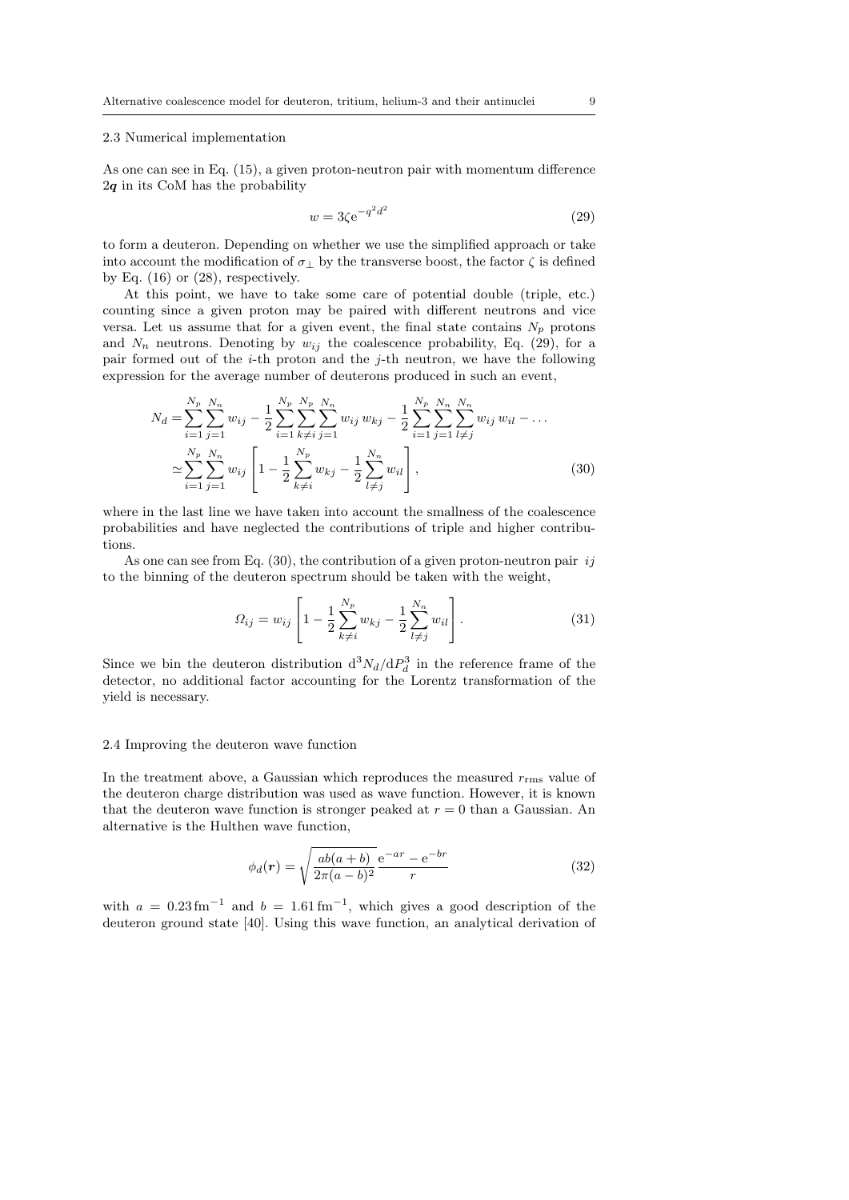### 2.3 Numerical implementation

As one can see in Eq. (15), a given proton-neutron pair with momentum difference $2\boldsymbol{q}$ in its CoM has the probability

$$
w = 3\zeta \mathrm{e}^{-q^2 d^2} \tag{29}
$$

to form a deuteron. Depending on whether we use the simplified approach or take into account the modification of $\sigma_\perp$ by the transverse boost, the factor $\zeta$ is defined by Eq. (16) or (28), respectively.

At this point, we have to take some care of potential double (triple, etc.) counting since a given proton may be paired with different neutrons and vice versa. Let us assume that for a given event, the final state contains $N_p$ protons and $N_n$ neutrons. Denoting by $w_{ij}$ the coalescence probability, Eq. (29), for a pair formed out of the $i$-th proton and the $j$-th neutron, we have the following expression for the average number of deuterons produced in such an event,

$$
\begin{aligned}
N_d &= \sum_{i=1}^{N_p}\sum_{j=1}^{N_n} w_{ij} - \frac{1}{2}\sum_{i=1}^{N_p}\sum_{k\neq i}^{N_p}\sum_{j=1}^{N_n} w_{ij}\, w_{kj} - \frac{1}{2}\sum_{i=1}^{N_p}\sum_{j=1}^{N_n}\sum_{l\neq j}^{N_n} w_{ij}\, w_{il} - \ldots \\
&\simeq \sum_{i=1}^{N_p}\sum_{j=1}^{N_n} w_{ij}\left[1 - \frac{1}{2}\sum_{k\neq i}^{N_p} w_{kj} - \frac{1}{2}\sum_{l\neq j}^{N_n} w_{il}\right],
\end{aligned} \tag{30}
$$

where in the last line we have taken into account the smallness of the coalescence probabilities and have neglected the contributions of triple and higher contributions.

As one can see from Eq. (30), the contribution of a given proton-neutron pair $ij$ to the binning of the deuteron spectrum should be taken with the weight,

$$
\Omega_{ij} = w_{ij}\left[1 - \frac{1}{2}\sum_{k\neq i}^{N_p} w_{kj} - \frac{1}{2}\sum_{l\neq j}^{N_n} w_{il}\right]. \tag{31}
$$

Since we bin the deuteron distribution $\mathrm{d}^3N_d/\mathrm{d}P_d^3$ in the reference frame of the detector, no additional factor accounting for the Lorentz transformation of the yield is necessary.

### 2.4 Improving the deuteron wave function

In the treatment above, a Gaussian which reproduces the measured $r_{\mathrm{rms}}$ value of the deuteron charge distribution was used as wave function. However, it is known that the deuteron wave function is stronger peaked at $r = 0$ than a Gaussian. An alternative is the Hulthen wave function,

$$
\phi_d(\boldsymbol{r}) = \sqrt{\frac{ab(a+b)}{2\pi(a-b)^2}}\,\frac{\mathrm{e}^{-ar} - \mathrm{e}^{-br}}{r} \tag{32}
$$

with $a = 0.23\,\mathrm{fm}^{-1}$ and $b = 1.61\,\mathrm{fm}^{-1}$, which gives a good description of the deuteron ground state [40]. Using this wave function, an analytical derivation of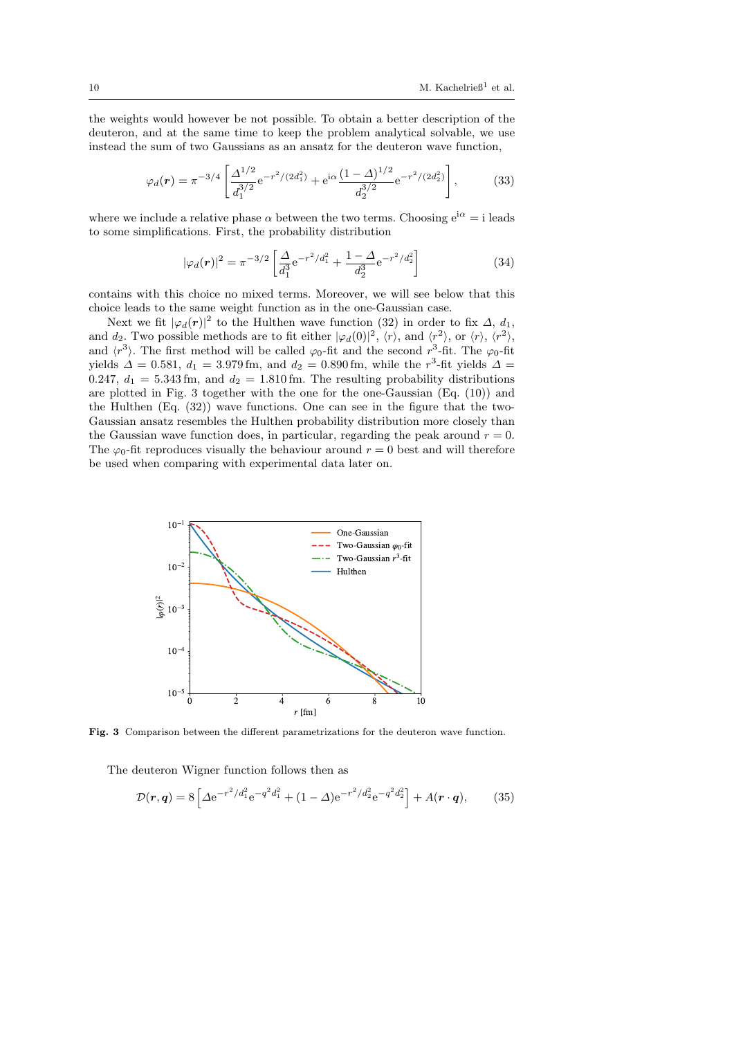the weights would however be not possible. To obtain a better description of the deuteron, and at the same time to keep the problem analytical solvable, we use instead the sum of two Gaussians as an ansatz for the deuteron wave function,

$$\varphi_d(\boldsymbol{r}) = \pi^{-3/4}\left[\frac{\Delta^{1/2}}{d_1^{3/2}}\mathrm{e}^{-r^2/(2d_1^2)} + \mathrm{e}^{\mathrm{i}\alpha}\frac{(1-\Delta)^{1/2}}{d_2^{3/2}}\mathrm{e}^{-r^2/(2d_2^2)}\right], \tag{33}$$

where we include a relative phase $\alpha$ between the two terms. Choosing $\mathrm{e}^{\mathrm{i}\alpha} = \mathrm{i}$ leads to some simplifications. First, the probability distribution

$$|\varphi_d(\boldsymbol{r})|^2 = \pi^{-3/2}\left[\frac{\Delta}{d_1^3}\mathrm{e}^{-r^2/d_1^2} + \frac{1-\Delta}{d_2^3}\mathrm{e}^{-r^2/d_2^2}\right] \tag{34}$$

contains with this choice no mixed terms. Moreover, we will see below that this choice leads to the same weight function as in the one-Gaussian case.

Next we fit $|\varphi_d(\boldsymbol{r})|^2$ to the Hulthen wave function (32) in order to fix $\Delta$, $d_1$, and $d_2$. Two possible methods are to fit either $|\varphi_d(0)|^2$, $\langle r\rangle$, and $\langle r^2\rangle$, or $\langle r\rangle$, $\langle r^2\rangle$, and $\langle r^3\rangle$. The first method will be called $\varphi_0$-fit and the second $r^3$-fit. The $\varphi_0$-fit yields $\Delta = 0.581$, $d_1 = 3.979\,\mathrm{fm}$, and $d_2 = 0.890\,\mathrm{fm}$, while the $r^3$-fit yields $\Delta = 0.247$, $d_1 = 5.343\,\mathrm{fm}$, and $d_2 = 1.810\,\mathrm{fm}$. The resulting probability distributions are plotted in Fig. 3 together with the one for the one-Gaussian (Eq. (10)) and the Hulthen (Eq. (32)) wave functions. One can see in the figure that the two-Gaussian ansatz resembles the Hulthen probability distribution more closely than the Gaussian wave function does, in particular, regarding the peak around $r = 0$. The $\varphi_0$-fit reproduces visually the behaviour around $r = 0$ best and will therefore be used when comparing with experimental data later on.

**Fig. 3** Comparison between the different parametrizations for the deuteron wave function.

The deuteron Wigner function follows then as

$$\mathcal{D}(\boldsymbol{r},\boldsymbol{q}) = 8\left[\Delta\mathrm{e}^{-r^2/d_1^2}\mathrm{e}^{-q^2d_1^2} + (1-\Delta)\mathrm{e}^{-r^2/d_2^2}\mathrm{e}^{-q^2d_2^2}\right] + A(\boldsymbol{r}\cdot\boldsymbol{q}), \tag{35}$$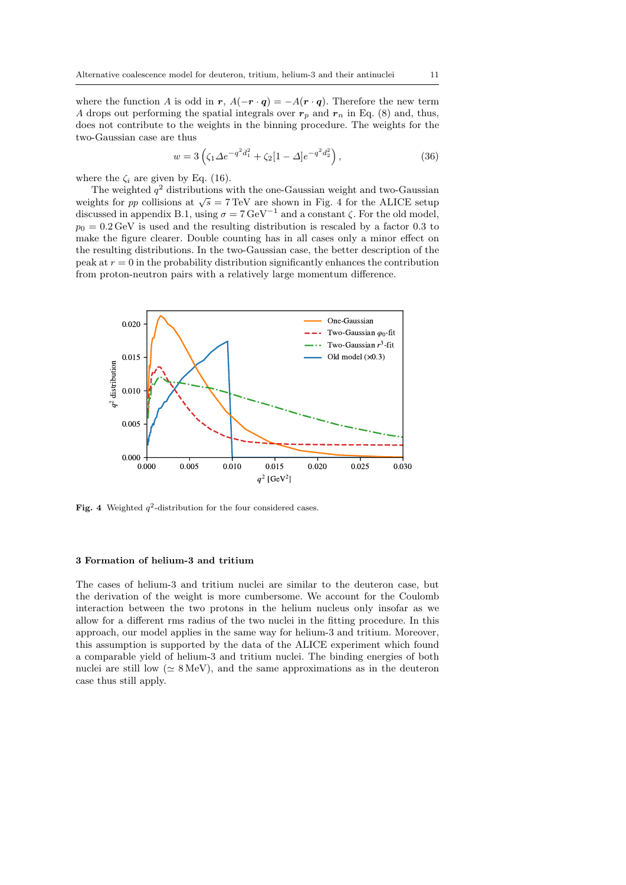where the function $A$ is odd in $\boldsymbol{r}$, $A(-\boldsymbol{r}\cdot\boldsymbol{q}) = -A(\boldsymbol{r}\cdot\boldsymbol{q})$. Therefore the new term $A$ drops out performing the spatial integrals over $\boldsymbol{r}_p$ and $\boldsymbol{r}_n$ in Eq. (8) and, thus, does not contribute to the weights in the binning procedure. The weights for the two-Gaussian case are thus

$$w = 3\left(\zeta_1 \Delta e^{-q^2 d_1^2} + \zeta_2 [1-\Delta] e^{-q^2 d_2^2}\right), \tag{36}$$

where the $\zeta_i$ are given by Eq. (16).

The weighted $q^2$ distributions with the one-Gaussian weight and two-Gaussian weights for $pp$ collisions at $\sqrt{s} = 7\,\mathrm{TeV}$ are shown in Fig. 4 for the ALICE setup discussed in appendix B.1, using $\sigma = 7\,\mathrm{GeV}^{-1}$ and a constant $\zeta$. For the old model, $p_0 = 0.2\,\mathrm{GeV}$ is used and the resulting distribution is rescaled by a factor 0.3 to make the figure clearer. Double counting has in all cases only a minor effect on the resulting distributions. In the two-Gaussian case, the better description of the peak at $r = 0$ in the probability distribution significantly enhances the contribution from proton-neutron pairs with a relatively large momentum difference.

**Fig. 4** Weighted $q^2$-distribution for the four considered cases.

## 3 Formation of helium-3 and tritium

The cases of helium-3 and tritium nuclei are similar to the deuteron case, but the derivation of the weight is more cumbersome. We account for the Coulomb interaction between the two protons in the helium nucleus only insofar as we allow for a different rms radius of the two nuclei in the fitting procedure. In this approach, our model applies in the same way for helium-3 and tritium. Moreover, this assumption is supported by the data of the ALICE experiment which found a comparable yield of helium-3 and tritium nuclei. The binding energies of both nuclei are still low ($\simeq 8\,\mathrm{MeV}$), and the same approximations as in the deuteron case thus still apply.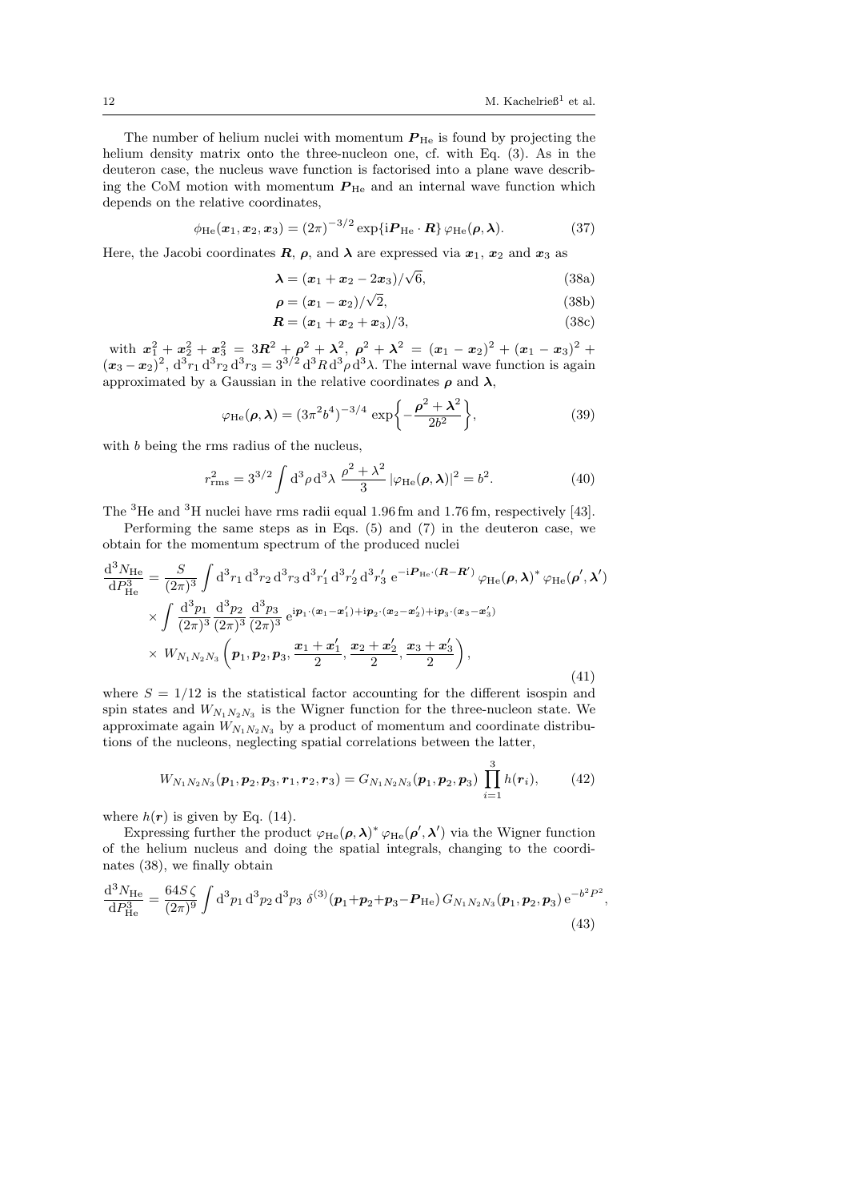The number of helium nuclei with momentum $\boldsymbol{P}_{\rm He}$ is found by projecting the helium density matrix onto the three-nucleon one, cf. with Eq. (3). As in the deuteron case, the nucleus wave function is factorised into a plane wave describing the CoM motion with momentum $\boldsymbol{P}_{\rm He}$ and an internal wave function which depends on the relative coordinates,

$$\phi_{\rm He}(\boldsymbol{x}_1,\boldsymbol{x}_2,\boldsymbol{x}_3) = (2\pi)^{-3/2} \exp\{{\rm i}\boldsymbol{P}_{\rm He}\cdot\boldsymbol{R}\}\,\varphi_{\rm He}(\boldsymbol{\rho},\boldsymbol{\lambda}). \tag{37}$$

Here, the Jacobi coordinates $\boldsymbol{R}$, $\boldsymbol{\rho}$, and $\boldsymbol{\lambda}$ are expressed via $\boldsymbol{x}_1$, $\boldsymbol{x}_2$ and $\boldsymbol{x}_3$ as

$$\boldsymbol{\lambda} = (\boldsymbol{x}_1+\boldsymbol{x}_2-2\boldsymbol{x}_3)/\sqrt{6}, \tag{38a}$$

$$\boldsymbol{\rho} = (\boldsymbol{x}_1-\boldsymbol{x}_2)/\sqrt{2}, \tag{38b}$$

$$\boldsymbol{R} = (\boldsymbol{x}_1+\boldsymbol{x}_2+\boldsymbol{x}_3)/3, \tag{38c}$$

with $\boldsymbol{x}_1^2+\boldsymbol{x}_2^2+\boldsymbol{x}_3^2 = 3\boldsymbol{R}^2+\boldsymbol{\rho}^2+\boldsymbol{\lambda}^2$, $\boldsymbol{\rho}^2+\boldsymbol{\lambda}^2 = (\boldsymbol{x}_1-\boldsymbol{x}_2)^2+(\boldsymbol{x}_1-\boldsymbol{x}_3)^2+(\boldsymbol{x}_3-\boldsymbol{x}_2)^2$, ${\rm d}^3r_1\,{\rm d}^3r_2\,{\rm d}^3r_3 = 3^{3/2}\,{\rm d}^3R\,{\rm d}^3\rho\,{\rm d}^3\lambda$. The internal wave function is again approximated by a Gaussian in the relative coordinates $\boldsymbol{\rho}$ and $\boldsymbol{\lambda}$,

$$\varphi_{\rm He}(\boldsymbol{\rho},\boldsymbol{\lambda}) = (3\pi^2b^4)^{-3/4}\exp\left\{-\frac{\boldsymbol{\rho}^2+\boldsymbol{\lambda}^2}{2b^2}\right\}, \tag{39}$$

with $b$ being the rms radius of the nucleus,

$$r_{\rm rms}^2 = 3^{3/2}\int {\rm d}^3\rho\,{\rm d}^3\lambda\;\frac{\rho^2+\lambda^2}{3}\,|\varphi_{\rm He}(\boldsymbol{\rho},\boldsymbol{\lambda})|^2 = b^2. \tag{40}$$

The $^3$He and $^3$H nuclei have rms radii equal 1.96 fm and 1.76 fm, respectively [43].

Performing the same steps as in Eqs. (5) and (7) in the deuteron case, we obtain for the momentum spectrum of the produced nuclei

$$\begin{aligned}\frac{{\rm d}^3N_{\rm He}}{{\rm d}P_{\rm He}^3} &= \frac{S}{(2\pi)^3}\int {\rm d}^3r_1\,{\rm d}^3r_2\,{\rm d}^3r_3\,{\rm d}^3r_1'\,{\rm d}^3r_2'\,{\rm d}^3r_3'\;{\rm e}^{-{\rm i}\boldsymbol{P}_{\rm He}\cdot(\boldsymbol{R}-\boldsymbol{R}')}\,\varphi_{\rm He}(\boldsymbol{\rho},\boldsymbol{\lambda})^*\,\varphi_{\rm He}(\boldsymbol{\rho}',\boldsymbol{\lambda}')\\ &\times\int\frac{{\rm d}^3p_1}{(2\pi)^3}\frac{{\rm d}^3p_2}{(2\pi)^3}\frac{{\rm d}^3p_3}{(2\pi)^3}\,{\rm e}^{{\rm i}\boldsymbol{p}_1\cdot(\boldsymbol{x}_1-\boldsymbol{x}_1')+{\rm i}\boldsymbol{p}_2\cdot(\boldsymbol{x}_2-\boldsymbol{x}_2')+{\rm i}\boldsymbol{p}_3\cdot(\boldsymbol{x}_3-\boldsymbol{x}_3')}\\ &\times W_{N_1N_2N_3}\left(\boldsymbol{p}_1,\boldsymbol{p}_2,\boldsymbol{p}_3,\frac{\boldsymbol{x}_1+\boldsymbol{x}_1'}{2},\frac{\boldsymbol{x}_2+\boldsymbol{x}_2'}{2},\frac{\boldsymbol{x}_3+\boldsymbol{x}_3'}{2}\right),\end{aligned} \tag{41}$$

where $S=1/12$ is the statistical factor accounting for the different isospin and spin states and $W_{N_1N_2N_3}$ is the Wigner function for the three-nucleon state. We approximate again $W_{N_1N_2N_3}$ by a product of momentum and coordinate distributions of the nucleons, neglecting spatial correlations between the latter,

$$W_{N_1N_2N_3}(\boldsymbol{p}_1,\boldsymbol{p}_2,\boldsymbol{p}_3,\boldsymbol{r}_1,\boldsymbol{r}_2,\boldsymbol{r}_3) = G_{N_1N_2N_3}(\boldsymbol{p}_1,\boldsymbol{p}_2,\boldsymbol{p}_3)\prod_{i=1}^{3}h(\boldsymbol{r}_i), \tag{42}$$

where $h(\boldsymbol{r})$ is given by Eq. (14).

Expressing further the product $\varphi_{\rm He}(\boldsymbol{\rho},\boldsymbol{\lambda})^*\,\varphi_{\rm He}(\boldsymbol{\rho}',\boldsymbol{\lambda}')$ via the Wigner function of the helium nucleus and doing the spatial integrals, changing to the coordinates (38), we finally obtain

$$\frac{{\rm d}^3N_{\rm He}}{{\rm d}P_{\rm He}^3} = \frac{64S\,\zeta}{(2\pi)^9}\int {\rm d}^3p_1\,{\rm d}^3p_2\,{\rm d}^3p_3\;\delta^{(3)}(\boldsymbol{p}_1+\boldsymbol{p}_2+\boldsymbol{p}_3-\boldsymbol{P}_{\rm He})\,G_{N_1N_2N_3}(\boldsymbol{p}_1,\boldsymbol{p}_2,\boldsymbol{p}_3)\,{\rm e}^{-b^2P^2}, \tag{43}$$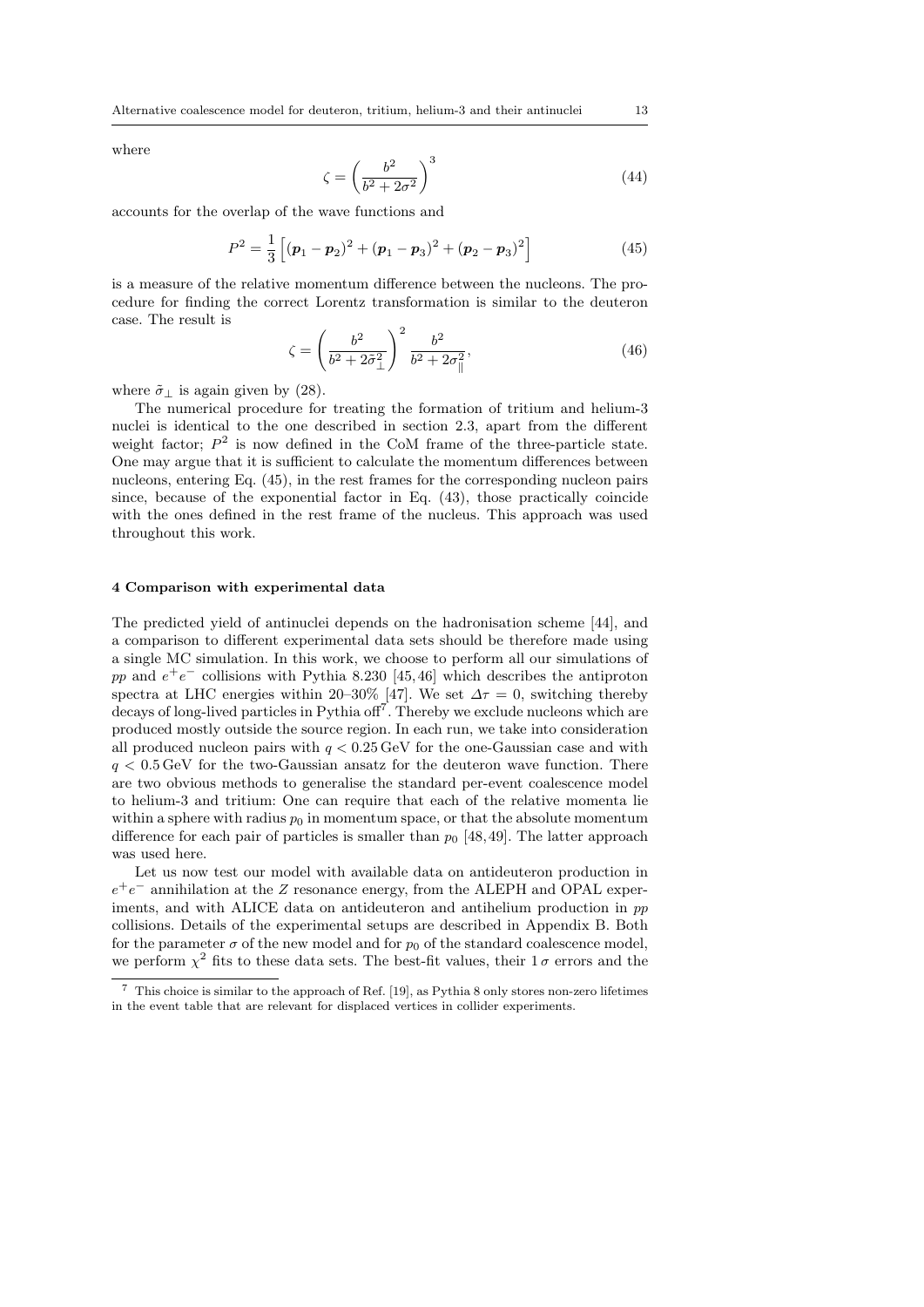where

$$\zeta = \left( \frac{b^2}{b^2 + 2\sigma^2} \right)^3 \tag{44}$$

accounts for the overlap of the wave functions and

$$P^2 = \frac{1}{3} \left[ (\boldsymbol{p}_1 - \boldsymbol{p}_2)^2 + (\boldsymbol{p}_1 - \boldsymbol{p}_3)^2 + (\boldsymbol{p}_2 - \boldsymbol{p}_3)^2 \right] \tag{45}$$

is a measure of the relative momentum difference between the nucleons. The procedure for finding the correct Lorentz transformation is similar to the deuteron case. The result is

$$\zeta = \left( \frac{b^2}{b^2 + 2\tilde{\sigma}_\perp^2} \right)^2 \frac{b^2}{b^2 + 2\sigma_\parallel^2}, \tag{46}$$

where $\tilde{\sigma}_\perp$ is again given by (28).

The numerical procedure for treating the formation of tritium and helium-3 nuclei is identical to the one described in section 2.3, apart from the different weight factor; $P^2$ is now defined in the CoM frame of the three-particle state. One may argue that it is sufficient to calculate the momentum differences between nucleons, entering Eq. (45), in the rest frames for the corresponding nucleon pairs since, because of the exponential factor in Eq. (43), those practically coincide with the ones defined in the rest frame of the nucleus. This approach was used throughout this work.

## 4 Comparison with experimental data

The predicted yield of antinuclei depends on the hadronisation scheme [44], and a comparison to different experimental data sets should be therefore made using a single MC simulation. In this work, we choose to perform all our simulations of $pp$ and $e^+e^-$ collisions with Pythia 8.230 [45,46] which describes the antiproton spectra at LHC energies within 20–30% [47]. We set $\Delta\tau = 0$, switching thereby decays of long-lived particles in Pythia off[7]. Thereby we exclude nucleons which are produced mostly outside the source region. In each run, we take into consideration all produced nucleon pairs with $q < 0.25$ GeV for the one-Gaussian case and with $q < 0.5$ GeV for the two-Gaussian ansatz for the deuteron wave function. There are two obvious methods to generalise the standard per-event coalescence model to helium-3 and tritium: One can require that each of the relative momenta lie within a sphere with radius $p_0$ in momentum space, or that the absolute momentum difference for each pair of particles is smaller than $p_0$ [48,49]. The latter approach was used here.

Let us now test our model with available data on antideuteron production in $e^+e^-$ annihilation at the $Z$ resonance energy, from the ALEPH and OPAL experiments, and with ALICE data on antideuteron and antihelium production in $pp$ collisions. Details of the experimental setups are described in Appendix B. Both for the parameter $\sigma$ of the new model and for $p_0$ of the standard coalescence model, we perform $\chi^2$ fits to these data sets. The best-fit values, their $1\,\sigma$ errors and the

[7] This choice is similar to the approach of Ref. [19], as Pythia 8 only stores non-zero lifetimes in the event table that are relevant for displaced vertices in collider experiments.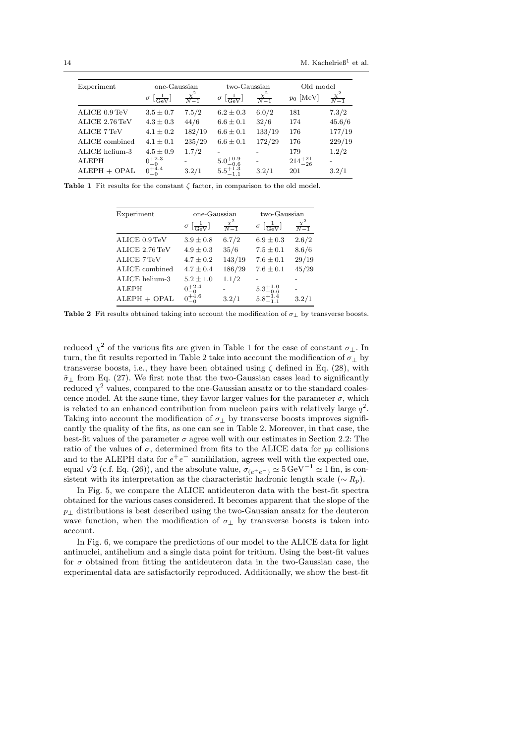| Experiment | one-Gaussian | | two-Gaussian | | Old model | |
|---|---|---|---|---|---|---|
| | $\sigma$ $[\frac{1}{\text{GeV}}]$ | $\frac{\chi^2}{N-1}$ | $\sigma$ $[\frac{1}{\text{GeV}}]$ | $\frac{\chi^2}{N-1}$ | $p_0$ [MeV] | $\frac{\chi^2}{N-1}$ |
| ALICE 0.9 TeV | $3.5 \pm 0.7$ | 7.5/2 | $6.2 \pm 0.3$ | 6.0/2 | 181 | 7.3/2 |
| ALICE 2.76 TeV | $4.3 \pm 0.3$ | 44/6 | $6.6 \pm 0.1$ | 32/6 | 174 | 45.6/6 |
| ALICE 7 TeV | $4.1 \pm 0.2$ | 182/19 | $6.6 \pm 0.1$ | 133/19 | 176 | 177/19 |
| ALICE combined | $4.1 \pm 0.1$ | 235/29 | $6.6 \pm 0.1$ | 172/29 | 176 | 229/19 |
| ALICE helium-3 | $4.5 \pm 0.9$ | 1.7/2 | - | - | 179 | 1.2/2 |
| ALEPH | $0^{+2.3}_{-0}$ | - | $5.0^{+0.9}_{-0.6}$ | - | $214^{+21}_{-26}$ | - |
| ALEPH + OPAL | $0^{+4.4}_{-0}$ | 3.2/1 | $5.5^{+1.3}_{-1.1}$ | 3.2/1 | 201 | 3.2/1 |

**Table 1** Fit results for the constant $\zeta$ factor, in comparison to the old model.

| Experiment | one-Gaussian | | two-Gaussian | |
|---|---|---|---|---|
| | $\sigma$ $[\frac{1}{\text{GeV}}]$ | $\frac{\chi^2}{N-1}$ | $\sigma$ $[\frac{1}{\text{GeV}}]$ | $\frac{\chi^2}{N-1}$ |
| ALICE 0.9 TeV | $3.9 \pm 0.8$ | 6.7/2 | $6.9 \pm 0.3$ | 2.6/2 |
| ALICE 2.76 TeV | $4.9 \pm 0.3$ | 35/6 | $7.5 \pm 0.1$ | 8.6/6 |
| ALICE 7 TeV | $4.7 \pm 0.2$ | 143/19 | $7.6 \pm 0.1$ | 29/19 |
| ALICE combined | $4.7 \pm 0.4$ | 186/29 | $7.6 \pm 0.1$ | 45/29 |
| ALICE helium-3 | $5.2 \pm 1.0$ | 1.1/2 | - | - |
| ALEPH | $0^{+2.4}_{-0}$ | - | $5.3^{+1.0}_{-0.6}$ | - |
| ALEPH + OPAL | $0^{+4.6}_{-0}$ | 3.2/1 | $5.8^{+1.4}_{-1.1}$ | 3.2/1 |

**Table 2** Fit results obtained taking into account the modification of $\sigma_\perp$ by transverse boosts.

reduced $\chi^2$ of the various fits are given in Table 1 for the case of constant $\sigma_\perp$. In turn, the fit results reported in Table 2 take into account the modification of $\sigma_\perp$ by transverse boosts, i.e., they have been obtained using $\zeta$ defined in Eq. (28), with $\tilde{\sigma}_\perp$ from Eq. (27). We first note that the two-Gaussian cases lead to significantly reduced $\chi^2$ values, compared to the one-Gaussian ansatz or to the standard coalescence model. At the same time, they favor larger values for the parameter $\sigma$, which is related to an enhanced contribution from nucleon pairs with relatively large $q^2$. Taking into account the modification of $\sigma_\perp$ by transverse boosts improves significantly the quality of the fits, as one can see in Table 2. Moreover, in that case, the best-fit values of the parameter $\sigma$ agree well with our estimates in Section 2.2: The ratio of the values of $\sigma$, determined from fits to the ALICE data for $pp$ collisions and to the ALEPH data for $e^+e^-$ annihilation, agrees well with the expected one, equal $\sqrt{2}$ (c.f. Eq. (26)), and the absolute value, $\sigma_{(e^+e^-)} \simeq 5\,\text{GeV}^{-1} \simeq 1\,\text{fm}$, is consistent with its interpretation as the characteristic hadronic length scale ($\sim R_p$).

In Fig. 5, we compare the ALICE antideuteron data with the best-fit spectra obtained for the various cases considered. It becomes apparent that the slope of the $p_\perp$ distributions is best described using the two-Gaussian ansatz for the deuteron wave function, when the modification of $\sigma_\perp$ by transverse boosts is taken into account.

In Fig. 6, we compare the predictions of our model to the ALICE data for light antinuclei, antihelium and a single data point for tritium. Using the best-fit values for $\sigma$ obtained from fitting the antideuteron data in the two-Gaussian case, the experimental data are satisfactorily reproduced. Additionally, we show the best-fit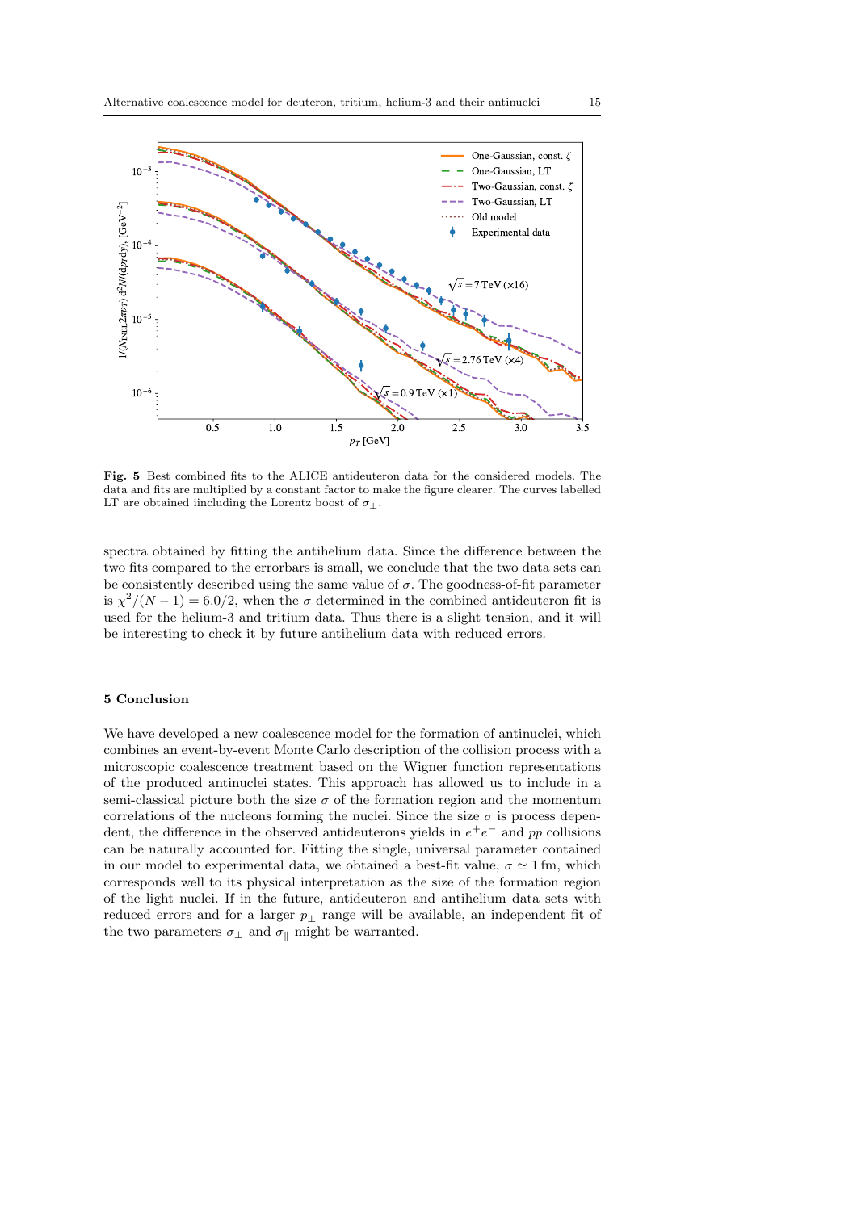**Fig. 5** Best combined fits to the ALICE antideuteron data for the considered models. The data and fits are multiplied by a constant factor to make the figure clearer. The curves labelled LT are obtained iincluding the Lorentz boost of $\sigma_\perp$.

spectra obtained by fitting the antihelium data. Since the difference between the two fits compared to the errorbars is small, we conclude that the two data sets can be consistently described using the same value of $\sigma$. The goodness-of-fit parameter is $\chi^2/(N-1) = 6.0/2$, when the $\sigma$ determined in the combined antideuteron fit is used for the helium-3 and tritium data. Thus there is a slight tension, and it will be interesting to check it by future antihelium data with reduced errors.

## 5 Conclusion

We have developed a new coalescence model for the formation of antinuclei, which combines an event-by-event Monte Carlo description of the collision process with a microscopic coalescence treatment based on the Wigner function representations of the produced antinuclei states. This approach has allowed us to include in a semi-classical picture both the size $\sigma$ of the formation region and the momentum correlations of the nucleons forming the nuclei. Since the size $\sigma$ is process dependent, the difference in the observed antideuterons yields in $e^+e^-$ and $pp$ collisions can be naturally accounted for. Fitting the single, universal parameter contained in our model to experimental data, we obtained a best-fit value, $\sigma \simeq 1\,\text{fm}$, which corresponds well to its physical interpretation as the size of the formation region of the light nuclei. If in the future, antideuteron and antihelium data sets with reduced errors and for a larger $p_\perp$ range will be available, an independent fit of the two parameters $\sigma_\perp$ and $\sigma_\parallel$ might be warranted.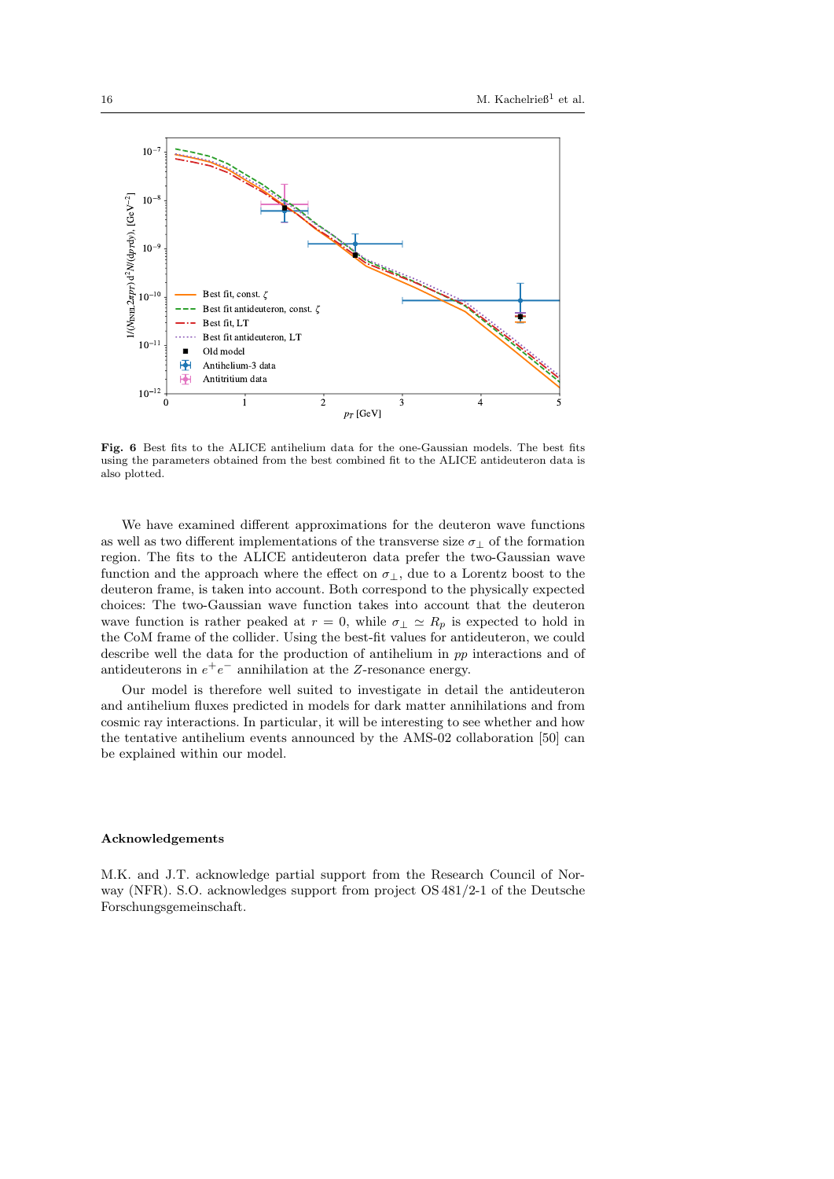**Fig. 6** Best fits to the ALICE antihelium data for the one-Gaussian models. The best fits using the parameters obtained from the best combined fit to the ALICE antideuteron data is also plotted.

We have examined different approximations for the deuteron wave functions as well as two different implementations of the transverse size $\sigma_\perp$ of the formation region. The fits to the ALICE antideuteron data prefer the two-Gaussian wave function and the approach where the effect on $\sigma_\perp$, due to a Lorentz boost to the deuteron frame, is taken into account. Both correspond to the physically expected choices: The two-Gaussian wave function takes into account that the deuteron wave function is rather peaked at $r = 0$, while $\sigma_\perp \simeq R_p$ is expected to hold in the CoM frame of the collider. Using the best-fit values for antideuteron, we could describe well the data for the production of antihelium in $pp$ interactions and of antideuterons in $e^+e^-$ annihilation at the $Z$-resonance energy.

Our model is therefore well suited to investigate in detail the antideuteron and antihelium fluxes predicted in models for dark matter annihilations and from cosmic ray interactions. In particular, it will be interesting to see whether and how the tentative antihelium events announced by the AMS-02 collaboration [50] can be explained within our model.

## Acknowledgements

M.K. and J.T. acknowledge partial support from the Research Council of Norway (NFR). S.O. acknowledges support from project OS 481/2-1 of the Deutsche Forschungsgemeinschaft.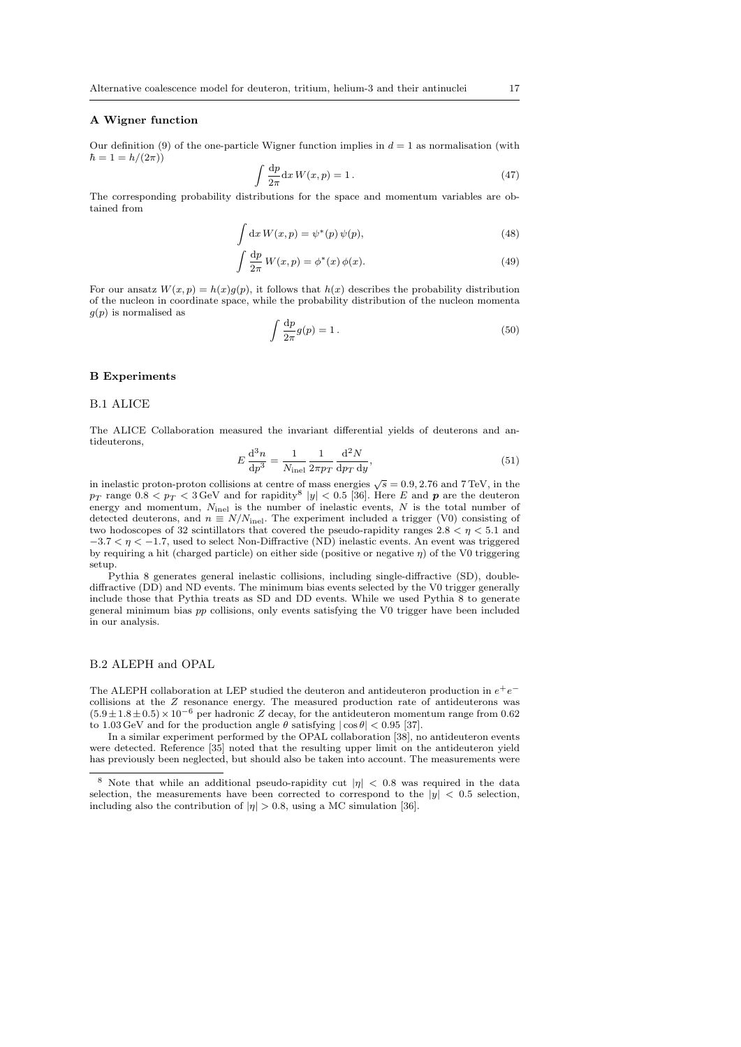## A Wigner function

Our definition (9) of the one-particle Wigner function implies in $d = 1$ as normalisation (with $\hbar = 1 = h/(2\pi)$)

$$\int \frac{\mathrm{d}p}{2\pi} \mathrm{d}x\, W(x,p) = 1\,. \tag{47}$$

The corresponding probability distributions for the space and momentum variables are obtained from

$$\int \mathrm{d}x\, W(x,p) = \psi^*(p)\, \psi(p), \tag{48}$$

$$\int \frac{\mathrm{d}p}{2\pi}\, W(x,p) = \phi^*(x)\, \phi(x). \tag{49}$$

For our ansatz $W(x,p) = h(x)g(p)$, it follows that $h(x)$ describes the probability distribution of the nucleon in coordinate space, while the probability distribution of the nucleon momenta $g(p)$ is normalised as

$$\int \frac{\mathrm{d}p}{2\pi} g(p) = 1\,. \tag{50}$$

## B Experiments

### B.1 ALICE

The ALICE Collaboration measured the invariant differential yields of deuterons and antideuterons,

$$E\,\frac{\mathrm{d}^3 n}{\mathrm{d}p^3} = \frac{1}{N_{\mathrm{inel}}}\,\frac{1}{2\pi p_T}\,\frac{\mathrm{d}^2 N}{\mathrm{d}p_T\,\mathrm{d}y}, \tag{51}$$

in inelastic proton-proton collisions at centre of mass energies $\sqrt{s} = 0.9, 2.76$ and $7\,\mathrm{TeV}$, in the $p_T$ range $0.8 < p_T < 3\,\mathrm{GeV}$ and for rapidity[8] $|y| < 0.5$ [36]. Here $E$ and $\boldsymbol{p}$ are the deuteron energy and momentum, $N_{\mathrm{inel}}$ is the number of inelastic events, $N$ is the total number of detected deuterons, and $n \equiv N/N_{\mathrm{inel}}$. The experiment included a trigger (V0) consisting of two hodoscopes of 32 scintillators that covered the pseudo-rapidity ranges $2.8 < \eta < 5.1$ and $-3.7 < \eta < -1.7$, used to select Non-Diffractive (ND) inelastic events. An event was triggered by requiring a hit (charged particle) on either side (positive or negative $\eta$) of the V0 triggering setup.

Pythia 8 generates general inelastic collisions, including single-diffractive (SD), double-diffractive (DD) and ND events. The minimum bias events selected by the V0 trigger generally include those that Pythia treats as SD and DD events. While we used Pythia 8 to generate general minimum bias *pp* collisions, only events satisfying the V0 trigger have been included in our analysis.

### B.2 ALEPH and OPAL

The ALEPH collaboration at LEP studied the deuteron and antideuteron production in $e^+e^-$ collisions at the $Z$ resonance energy. The measured production rate of antideuterons was $(5.9 \pm 1.8 \pm 0.5) \times 10^{-6}$ per hadronic $Z$ decay, for the antideuteron momentum range from 0.62 to 1.03 GeV and for the production angle $\theta$ satisfying $|\cos\theta| < 0.95$ [37].

In a similar experiment performed by the OPAL collaboration [38], no antideuteron events were detected. Reference [35] noted that the resulting upper limit on the antideuteron yield has previously been neglected, but should also be taken into account. The measurements were

[8] Note that while an additional pseudo-rapidity cut $|\eta| < 0.8$ was required in the data selection, the measurements have been corrected to correspond to the $|y| < 0.5$ selection, including also the contribution of $|\eta| > 0.8$, using a MC simulation [36].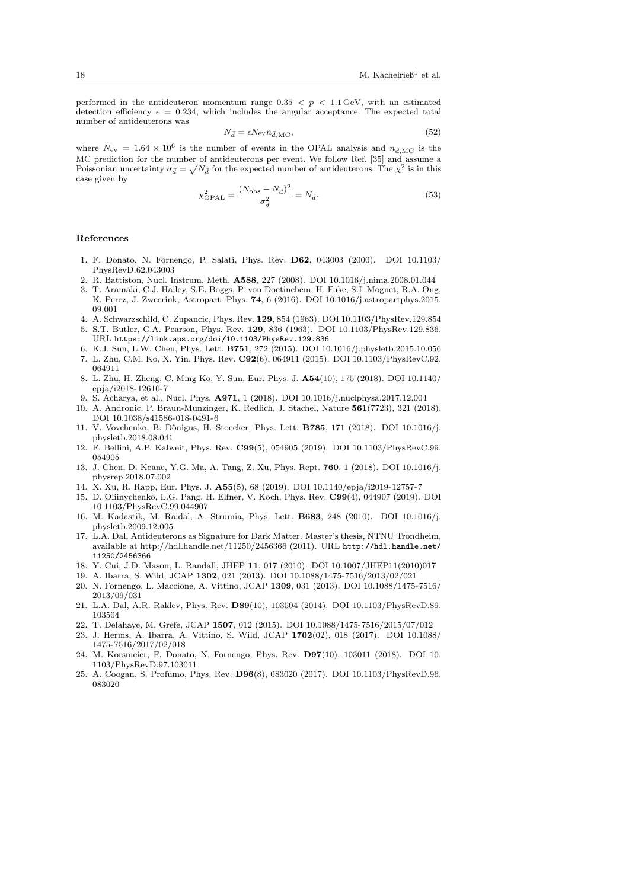performed in the antideuteron momentum range $0.35 < p < 1.1\,\text{GeV}$, with an estimated detection efficiency $\epsilon = 0.234$, which includes the angular acceptance. The expected total number of antideuterons was

$$N_{\bar{d}} = \epsilon N_{\text{ev}} n_{\bar{d},\text{MC}}, \tag{52}$$

where $N_{\text{ev}} = 1.64 \times 10^6$ is the number of events in the OPAL analysis and $n_{\bar{d},\text{MC}}$ is the MC prediction for the number of antideuterons per event. We follow Ref. [35] and assume a Poissonian uncertainty $\sigma_{\bar{d}} = \sqrt{N_{\bar{d}}}$ for the expected number of antideuterons. The $\chi^2$ is in this case given by

$$\chi^2_{\text{OPAL}} = \frac{(N_{\text{obs}} - N_{\bar{d}})^2}{\sigma^2_{\bar{d}}} = N_{\bar{d}}. \tag{53}$$

## References

1. F. Donato, N. Fornengo, P. Salati, Phys. Rev. **D62**, 043003 (2000). DOI 10.1103/PhysRevD.62.043003
2. R. Battiston, Nucl. Instrum. Meth. **A588**, 227 (2008). DOI 10.1016/j.nima.2008.01.044
3. T. Aramaki, C.J. Hailey, S.E. Boggs, P. von Doetinchem, H. Fuke, S.I. Mognet, R.A. Ong, K. Perez, J. Zweerink, Astropart. Phys. **74**, 6 (2016). DOI 10.1016/j.astropartphys.2015.09.001
4. A. Schwarzschild, C. Zupancic, Phys. Rev. **129**, 854 (1963). DOI 10.1103/PhysRev.129.854
5. S.T. Butler, C.A. Pearson, Phys. Rev. **129**, 836 (1963). DOI 10.1103/PhysRev.129.836. URL https://link.aps.org/doi/10.1103/PhysRev.129.836
6. K.J. Sun, L.W. Chen, Phys. Lett. **B751**, 272 (2015). DOI 10.1016/j.physletb.2015.10.056
7. L. Zhu, C.M. Ko, X. Yin, Phys. Rev. **C92**(6), 064911 (2015). DOI 10.1103/PhysRevC.92.064911
8. L. Zhu, H. Zheng, C. Ming Ko, Y. Sun, Eur. Phys. J. **A54**(10), 175 (2018). DOI 10.1140/epja/i2018-12610-7
9. S. Acharya, et al., Nucl. Phys. **A971**, 1 (2018). DOI 10.1016/j.nuclphysa.2017.12.004
10. A. Andronic, P. Braun-Munzinger, K. Redlich, J. Stachel, Nature **561**(7723), 321 (2018). DOI 10.1038/s41586-018-0491-6
11. V. Vovchenko, B. Dönigus, H. Stoecker, Phys. Lett. **B785**, 171 (2018). DOI 10.1016/j.physletb.2018.08.041
12. F. Bellini, A.P. Kalweit, Phys. Rev. **C99**(5), 054905 (2019). DOI 10.1103/PhysRevC.99.054905
13. J. Chen, D. Keane, Y.G. Ma, A. Tang, Z. Xu, Phys. Rept. **760**, 1 (2018). DOI 10.1016/j.physrep.2018.07.002
14. X. Xu, R. Rapp, Eur. Phys. J. **A55**(5), 68 (2019). DOI 10.1140/epja/i2019-12757-7
15. D. Oliinychenko, L.G. Pang, H. Elfner, V. Koch, Phys. Rev. **C99**(4), 044907 (2019). DOI 10.1103/PhysRevC.99.044907
16. M. Kadastik, M. Raidal, A. Strumia, Phys. Lett. **B683**, 248 (2010). DOI 10.1016/j.physletb.2009.12.005
17. L.A. Dal, Antideuterons as Signature for Dark Matter. Master's thesis, NTNU Trondheim, available at http://hdl.handle.net/11250/2456366 (2011). URL http://hdl.handle.net/11250/2456366
18. Y. Cui, J.D. Mason, L. Randall, JHEP **11**, 017 (2010). DOI 10.1007/JHEP11(2010)017
19. A. Ibarra, S. Wild, JCAP **1302**, 021 (2013). DOI 10.1088/1475-7516/2013/02/021
20. N. Fornengo, L. Maccione, A. Vittino, JCAP **1309**, 031 (2013). DOI 10.1088/1475-7516/2013/09/031
21. L.A. Dal, A.R. Raklev, Phys. Rev. **D89**(10), 103504 (2014). DOI 10.1103/PhysRevD.89.103504
22. T. Delahaye, M. Grefe, JCAP **1507**, 012 (2015). DOI 10.1088/1475-7516/2015/07/012
23. J. Herms, A. Ibarra, A. Vittino, S. Wild, JCAP **1702**(02), 018 (2017). DOI 10.1088/1475-7516/2017/02/018
24. M. Korsmeier, F. Donato, N. Fornengo, Phys. Rev. **D97**(10), 103011 (2018). DOI 10.1103/PhysRevD.97.103011
25. A. Coogan, S. Profumo, Phys. Rev. **D96**(8), 083020 (2017). DOI 10.1103/PhysRevD.96.083020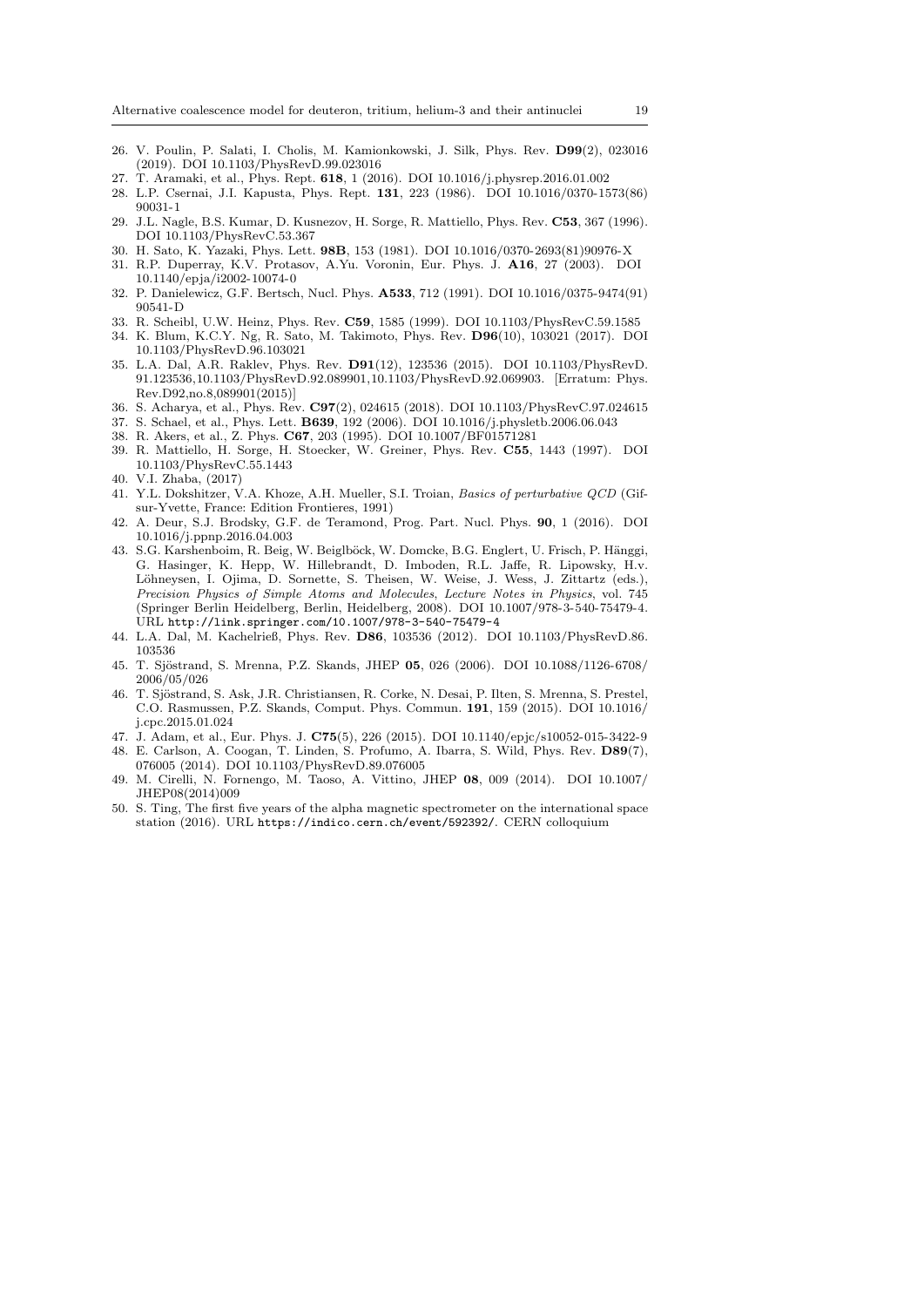26. V. Poulin, P. Salati, I. Cholis, M. Kamionkowski, J. Silk, Phys. Rev. **D99**(2), 023016 (2019). DOI 10.1103/PhysRevD.99.023016
27. T. Aramaki, et al., Phys. Rept. **618**, 1 (2016). DOI 10.1016/j.physrep.2016.01.002
28. L.P. Csernai, J.I. Kapusta, Phys. Rept. **131**, 223 (1986). DOI 10.1016/0370-1573(86)90031-1
29. J.L. Nagle, B.S. Kumar, D. Kusnezov, H. Sorge, R. Mattiello, Phys. Rev. **C53**, 367 (1996). DOI 10.1103/PhysRevC.53.367
30. H. Sato, K. Yazaki, Phys. Lett. **98B**, 153 (1981). DOI 10.1016/0370-2693(81)90976-X
31. R.P. Duperray, K.V. Protasov, A.Yu. Voronin, Eur. Phys. J. **A16**, 27 (2003). DOI 10.1140/epja/i2002-10074-0
32. P. Danielewicz, G.F. Bertsch, Nucl. Phys. **A533**, 712 (1991). DOI 10.1016/0375-9474(91)90541-D
33. R. Scheibl, U.W. Heinz, Phys. Rev. **C59**, 1585 (1999). DOI 10.1103/PhysRevC.59.1585
34. K. Blum, K.C.Y. Ng, R. Sato, M. Takimoto, Phys. Rev. **D96**(10), 103021 (2017). DOI 10.1103/PhysRevD.96.103021
35. L.A. Dal, A.R. Raklev, Phys. Rev. **D91**(12), 123536 (2015). DOI 10.1103/PhysRevD.91.123536,10.1103/PhysRevD.92.089901,10.1103/PhysRevD.92.069903. [Erratum: Phys. Rev.D92,no.8,089901(2015)]
36. S. Acharya, et al., Phys. Rev. **C97**(2), 024615 (2018). DOI 10.1103/PhysRevC.97.024615
37. S. Schael, et al., Phys. Lett. **B639**, 192 (2006). DOI 10.1016/j.physletb.2006.06.043
38. R. Akers, et al., Z. Phys. **C67**, 203 (1995). DOI 10.1007/BF01571281
39. R. Mattiello, H. Sorge, H. Stoecker, W. Greiner, Phys. Rev. **C55**, 1443 (1997). DOI 10.1103/PhysRevC.55.1443
40. V.I. Zhaba, (2017)
41. Y.L. Dokshitzer, V.A. Khoze, A.H. Mueller, S.I. Troian, *Basics of perturbative QCD* (Gif-sur-Yvette, France: Edition Frontieres, 1991)
42. A. Deur, S.J. Brodsky, G.F. de Teramond, Prog. Part. Nucl. Phys. **90**, 1 (2016). DOI 10.1016/j.ppnp.2016.04.003
43. S.G. Karshenboim, R. Beig, W. Beiglböck, W. Domcke, B.G. Englert, U. Frisch, P. Hänggi, G. Hasinger, K. Hepp, W. Hillebrandt, D. Imboden, R.L. Jaffe, R. Lipowsky, H.v. Löhneysen, I. Ojima, D. Sornette, S. Theisen, W. Weise, J. Wess, J. Zittartz (eds.), *Precision Physics of Simple Atoms and Molecules*, *Lecture Notes in Physics*, vol. 745 (Springer Berlin Heidelberg, Berlin, Heidelberg, 2008). DOI 10.1007/978-3-540-75479-4. URL http://link.springer.com/10.1007/978-3-540-75479-4
44. L.A. Dal, M. Kachelrieß, Phys. Rev. **D86**, 103536 (2012). DOI 10.1103/PhysRevD.86.103536
45. T. Sjöstrand, S. Mrenna, P.Z. Skands, JHEP **05**, 026 (2006). DOI 10.1088/1126-6708/2006/05/026
46. T. Sjöstrand, S. Ask, J.R. Christiansen, R. Corke, N. Desai, P. Ilten, S. Mrenna, S. Prestel, C.O. Rasmussen, P.Z. Skands, Comput. Phys. Commun. **191**, 159 (2015). DOI 10.1016/j.cpc.2015.01.024
47. J. Adam, et al., Eur. Phys. J. **C75**(5), 226 (2015). DOI 10.1140/epjc/s10052-015-3422-9
48. E. Carlson, A. Coogan, T. Linden, S. Profumo, A. Ibarra, S. Wild, Phys. Rev. **D89**(7), 076005 (2014). DOI 10.1103/PhysRevD.89.076005
49. M. Cirelli, N. Fornengo, M. Taoso, A. Vittino, JHEP **08**, 009 (2014). DOI 10.1007/JHEP08(2014)009
50. S. Ting, The first five years of the alpha magnetic spectrometer on the international space station (2016). URL https://indico.cern.ch/event/592392/. CERN colloquium